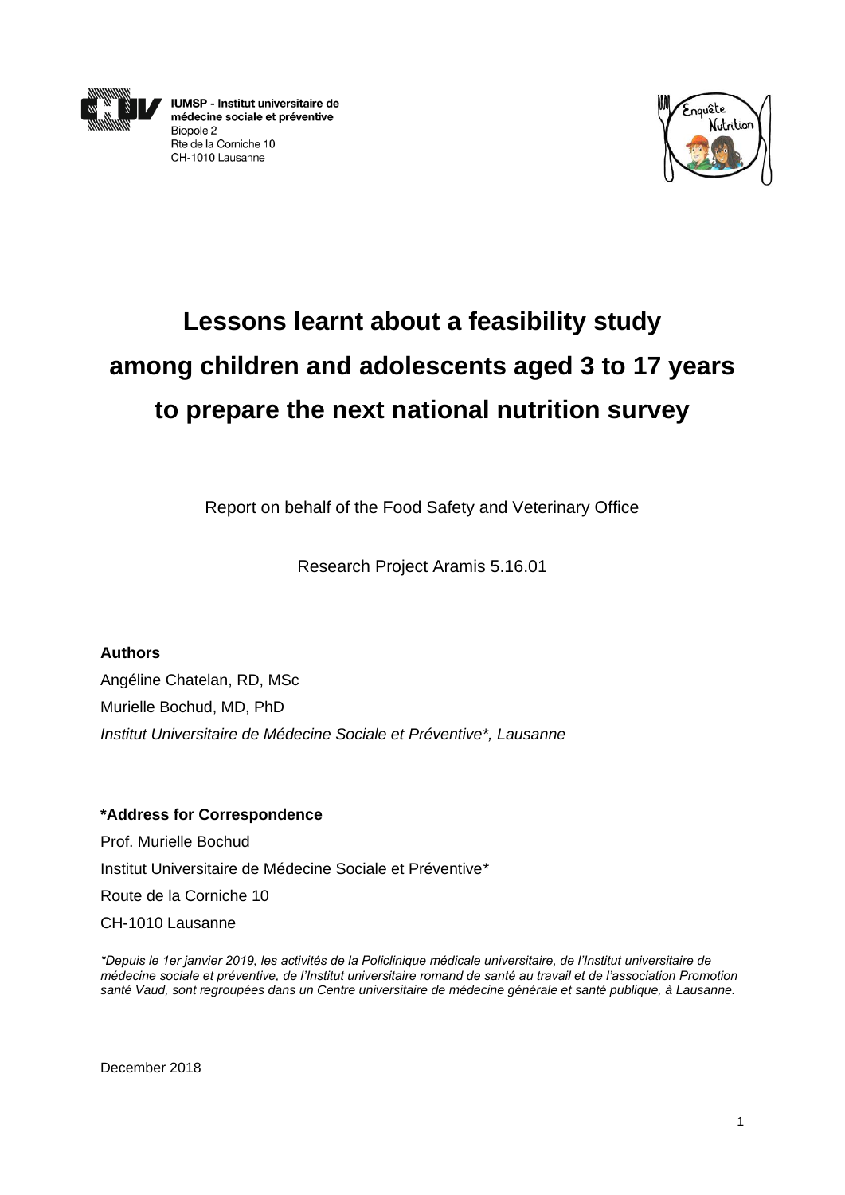IUMSP - Institut universitaire de médecine sociale et préventive
Biopole 2
Rte de la Corniche 10
CH-1010 Lausanne

# Lessons learnt about a feasibility study among children and adolescents aged 3 to 17 years to prepare the next national nutrition survey

Report on behalf of the Food Safety and Veterinary Office

Research Project Aramis 5.16.01

**Authors**

Angéline Chatelan, RD, MSc

Murielle Bochud, MD, PhD

*Institut Universitaire de Médecine Sociale et Préventive\*, Lausanne*

**\*Address for Correspondence**

Prof. Murielle Bochud

Institut Universitaire de Médecine Sociale et Préventive\*

Route de la Corniche 10

CH-1010 Lausanne

*\*Depuis le 1er janvier 2019, les activités de la Policlinique médicale universitaire, de l'Institut universitaire de médecine sociale et préventive, de l'Institut universitaire romand de santé au travail et de l'association Promotion santé Vaud, sont regroupées dans un Centre universitaire de médecine générale et santé publique, à Lausanne.*

December 2018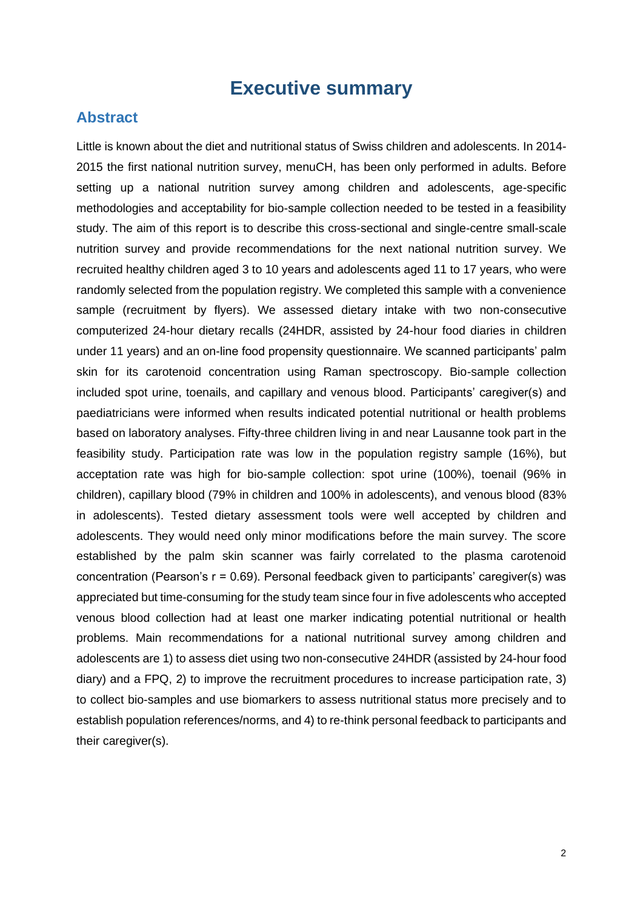# Executive summary

## Abstract

Little is known about the diet and nutritional status of Swiss children and adolescents. In 2014-2015 the first national nutrition survey, menuCH, has been only performed in adults. Before setting up a national nutrition survey among children and adolescents, age-specific methodologies and acceptability for bio-sample collection needed to be tested in a feasibility study. The aim of this report is to describe this cross-sectional and single-centre small-scale nutrition survey and provide recommendations for the next national nutrition survey. We recruited healthy children aged 3 to 10 years and adolescents aged 11 to 17 years, who were randomly selected from the population registry. We completed this sample with a convenience sample (recruitment by flyers). We assessed dietary intake with two non-consecutive computerized 24-hour dietary recalls (24HDR, assisted by 24-hour food diaries in children under 11 years) and an on-line food propensity questionnaire. We scanned participants' palm skin for its carotenoid concentration using Raman spectroscopy. Bio-sample collection included spot urine, toenails, and capillary and venous blood. Participants' caregiver(s) and paediatricians were informed when results indicated potential nutritional or health problems based on laboratory analyses. Fifty-three children living in and near Lausanne took part in the feasibility study. Participation rate was low in the population registry sample (16%), but acceptation rate was high for bio-sample collection: spot urine (100%), toenail (96% in children), capillary blood (79% in children and 100% in adolescents), and venous blood (83% in adolescents). Tested dietary assessment tools were well accepted by children and adolescents. They would need only minor modifications before the main survey. The score established by the palm skin scanner was fairly correlated to the plasma carotenoid concentration (Pearson's r = 0.69). Personal feedback given to participants' caregiver(s) was appreciated but time-consuming for the study team since four in five adolescents who accepted venous blood collection had at least one marker indicating potential nutritional or health problems. Main recommendations for a national nutritional survey among children and adolescents are 1) to assess diet using two non-consecutive 24HDR (assisted by 24-hour food diary) and a FPQ, 2) to improve the recruitment procedures to increase participation rate, 3) to collect bio-samples and use biomarkers to assess nutritional status more precisely and to establish population references/norms, and 4) to re-think personal feedback to participants and their caregiver(s).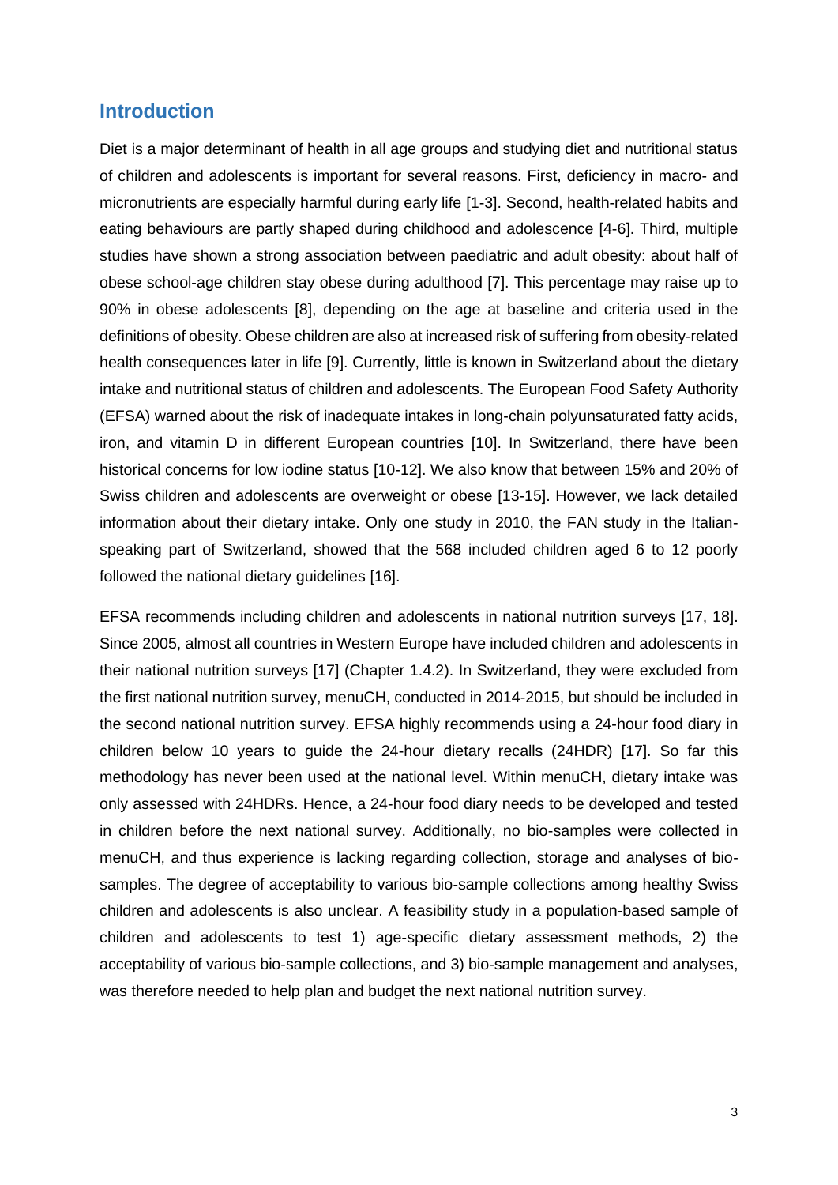## Introduction

Diet is a major determinant of health in all age groups and studying diet and nutritional status of children and adolescents is important for several reasons. First, deficiency in macro- and micronutrients are especially harmful during early life [1-3]. Second, health-related habits and eating behaviours are partly shaped during childhood and adolescence [4-6]. Third, multiple studies have shown a strong association between paediatric and adult obesity: about half of obese school-age children stay obese during adulthood [7]. This percentage may raise up to 90% in obese adolescents [8], depending on the age at baseline and criteria used in the definitions of obesity. Obese children are also at increased risk of suffering from obesity-related health consequences later in life [9]. Currently, little is known in Switzerland about the dietary intake and nutritional status of children and adolescents. The European Food Safety Authority (EFSA) warned about the risk of inadequate intakes in long-chain polyunsaturated fatty acids, iron, and vitamin D in different European countries [10]. In Switzerland, there have been historical concerns for low iodine status [10-12]. We also know that between 15% and 20% of Swiss children and adolescents are overweight or obese [13-15]. However, we lack detailed information about their dietary intake. Only one study in 2010, the FAN study in the Italian-speaking part of Switzerland, showed that the 568 included children aged 6 to 12 poorly followed the national dietary guidelines [16].

EFSA recommends including children and adolescents in national nutrition surveys [17, 18]. Since 2005, almost all countries in Western Europe have included children and adolescents in their national nutrition surveys [17] (Chapter 1.4.2). In Switzerland, they were excluded from the first national nutrition survey, menuCH, conducted in 2014-2015, but should be included in the second national nutrition survey. EFSA highly recommends using a 24-hour food diary in children below 10 years to guide the 24-hour dietary recalls (24HDR) [17]. So far this methodology has never been used at the national level. Within menuCH, dietary intake was only assessed with 24HDRs. Hence, a 24-hour food diary needs to be developed and tested in children before the next national survey. Additionally, no bio-samples were collected in menuCH, and thus experience is lacking regarding collection, storage and analyses of bio-samples. The degree of acceptability to various bio-sample collections among healthy Swiss children and adolescents is also unclear. A feasibility study in a population-based sample of children and adolescents to test 1) age-specific dietary assessment methods, 2) the acceptability of various bio-sample collections, and 3) bio-sample management and analyses, was therefore needed to help plan and budget the next national nutrition survey.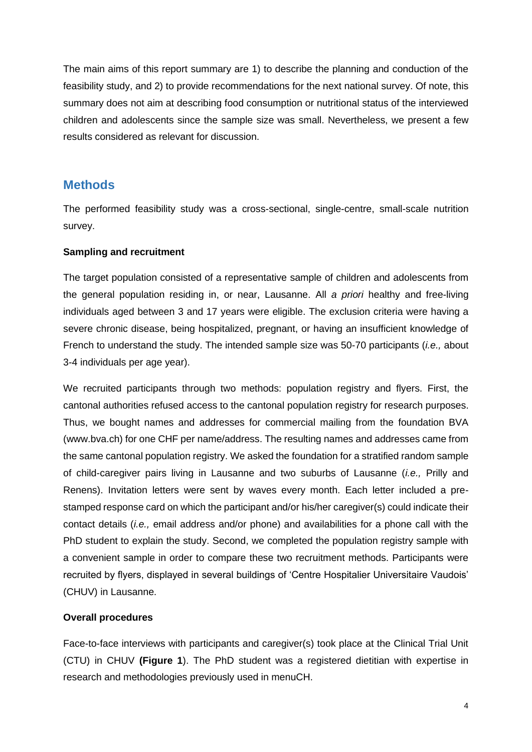The main aims of this report summary are 1) to describe the planning and conduction of the feasibility study, and 2) to provide recommendations for the next national survey. Of note, this summary does not aim at describing food consumption or nutritional status of the interviewed children and adolescents since the sample size was small. Nevertheless, we present a few results considered as relevant for discussion.

## Methods

The performed feasibility study was a cross-sectional, single-centre, small-scale nutrition survey.

**Sampling and recruitment**

The target population consisted of a representative sample of children and adolescents from the general population residing in, or near, Lausanne. All *a priori* healthy and free-living individuals aged between 3 and 17 years were eligible. The exclusion criteria were having a severe chronic disease, being hospitalized, pregnant, or having an insufficient knowledge of French to understand the study. The intended sample size was 50-70 participants (*i.e.,* about 3-4 individuals per age year).

We recruited participants through two methods: population registry and flyers. First, the cantonal authorities refused access to the cantonal population registry for research purposes. Thus, we bought names and addresses for commercial mailing from the foundation BVA (www.bva.ch) for one CHF per name/address. The resulting names and addresses came from the same cantonal population registry. We asked the foundation for a stratified random sample of child-caregiver pairs living in Lausanne and two suburbs of Lausanne (*i.e.,* Prilly and Renens). Invitation letters were sent by waves every month. Each letter included a pre-stamped response card on which the participant and/or his/her caregiver(s) could indicate their contact details (*i.e.,* email address and/or phone) and availabilities for a phone call with the PhD student to explain the study. Second, we completed the population registry sample with a convenient sample in order to compare these two recruitment methods. Participants were recruited by flyers, displayed in several buildings of 'Centre Hospitalier Universitaire Vaudois' (CHUV) in Lausanne.

**Overall procedures**

Face-to-face interviews with participants and caregiver(s) took place at the Clinical Trial Unit (CTU) in CHUV **(Figure 1**). The PhD student was a registered dietitian with expertise in research and methodologies previously used in menuCH.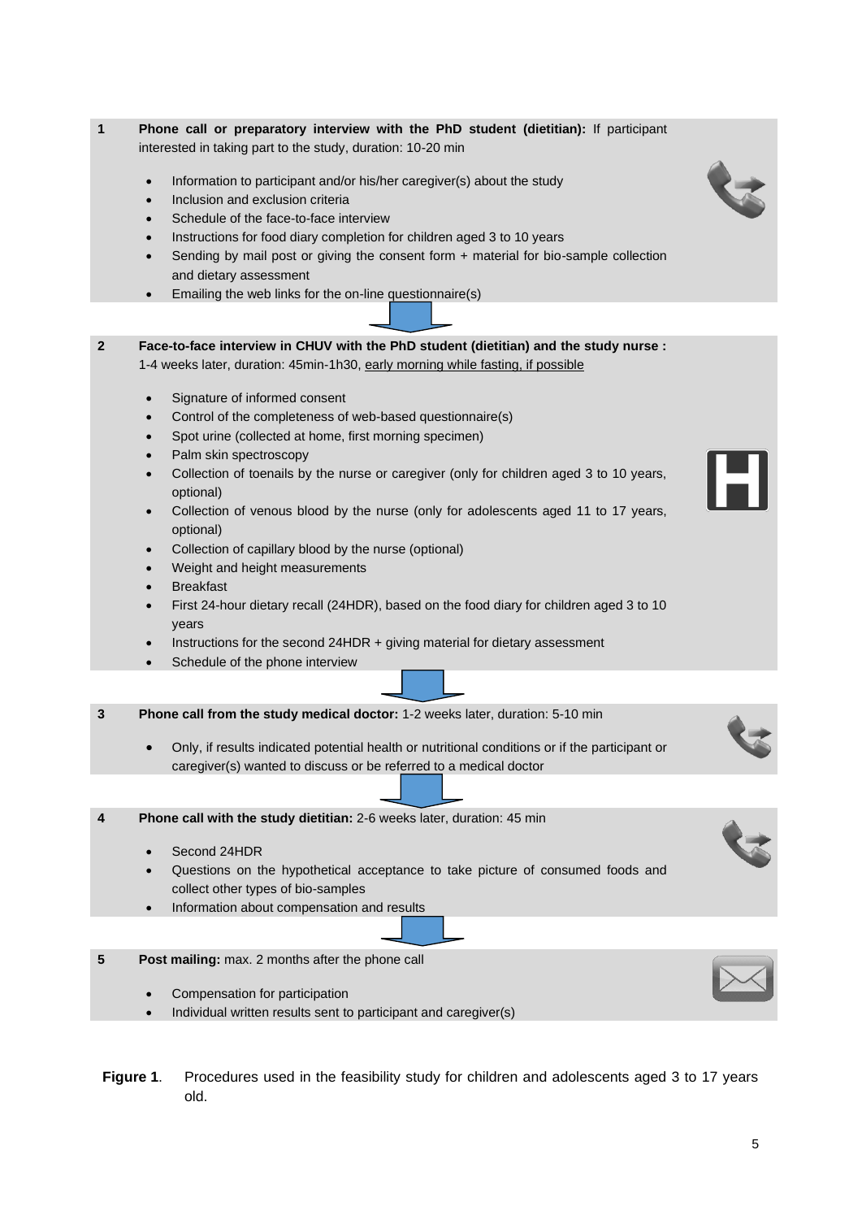**1 Phone call or preparatory interview with the PhD student (dietitian):** If participant interested in taking part to the study, duration: 10-20 min

- Information to participant and/or his/her caregiver(s) about the study
- Inclusion and exclusion criteria
- Schedule of the face-to-face interview
- Instructions for food diary completion for children aged 3 to 10 years
- Sending by mail post or giving the consent form + material for bio-sample collection and dietary assessment
- Emailing the web links for the on-line questionnaire(s)

**2 Face-to-face interview in CHUV with the PhD student (dietitian) and the study nurse :** 1-4 weeks later, duration: 45min-1h30, early morning while fasting, if possible

- Signature of informed consent
- Control of the completeness of web-based questionnaire(s)
- Spot urine (collected at home, first morning specimen)
- Palm skin spectroscopy
- Collection of toenails by the nurse or caregiver (only for children aged 3 to 10 years, optional)
- Collection of venous blood by the nurse (only for adolescents aged 11 to 17 years, optional)
- Collection of capillary blood by the nurse (optional)
- Weight and height measurements
- Breakfast
- First 24-hour dietary recall (24HDR), based on the food diary for children aged 3 to 10 years
- Instructions for the second 24HDR + giving material for dietary assessment
- Schedule of the phone interview

**3 Phone call from the study medical doctor:** 1-2 weeks later, duration: 5-10 min

- Only, if results indicated potential health or nutritional conditions or if the participant or caregiver(s) wanted to discuss or be referred to a medical doctor

**4 Phone call with the study dietitian:** 2-6 weeks later, duration: 45 min

- Second 24HDR
- Questions on the hypothetical acceptance to take picture of consumed foods and collect other types of bio-samples
- Information about compensation and results

**5 Post mailing:** max. 2 months after the phone call

- Compensation for participation
- Individual written results sent to participant and caregiver(s)

**Figure 1**. Procedures used in the feasibility study for children and adolescents aged 3 to 17 years old.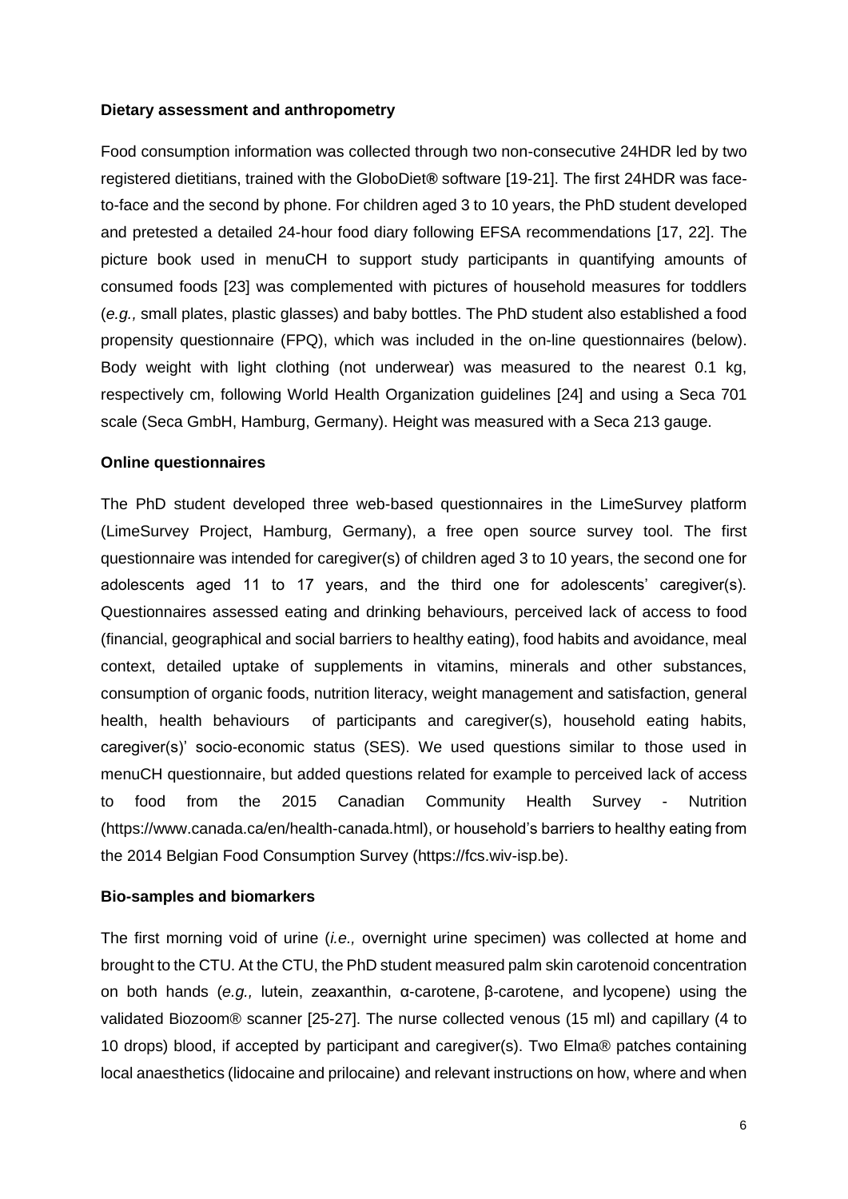**Dietary assessment and anthropometry**

Food consumption information was collected through two non-consecutive 24HDR led by two registered dietitians, trained with the GloboDiet**®** software [19-21]. The first 24HDR was face-to-face and the second by phone. For children aged 3 to 10 years, the PhD student developed and pretested a detailed 24-hour food diary following EFSA recommendations [17, 22]. The picture book used in menuCH to support study participants in quantifying amounts of consumed foods [23] was complemented with pictures of household measures for toddlers (*e.g.,* small plates, plastic glasses) and baby bottles. The PhD student also established a food propensity questionnaire (FPQ), which was included in the on-line questionnaires (below). Body weight with light clothing (not underwear) was measured to the nearest 0.1 kg, respectively cm, following World Health Organization guidelines [24] and using a Seca 701 scale (Seca GmbH, Hamburg, Germany). Height was measured with a Seca 213 gauge.

**Online questionnaires**

The PhD student developed three web-based questionnaires in the LimeSurvey platform (LimeSurvey Project, Hamburg, Germany), a free open source survey tool. The first questionnaire was intended for caregiver(s) of children aged 3 to 10 years, the second one for adolescents aged 11 to 17 years, and the third one for adolescents' caregiver(s). Questionnaires assessed eating and drinking behaviours, perceived lack of access to food (financial, geographical and social barriers to healthy eating), food habits and avoidance, meal context, detailed uptake of supplements in vitamins, minerals and other substances, consumption of organic foods, nutrition literacy, weight management and satisfaction, general health, health behaviours of participants and caregiver(s), household eating habits, caregiver(s)' socio-economic status (SES). We used questions similar to those used in menuCH questionnaire, but added questions related for example to perceived lack of access to food from the 2015 Canadian Community Health Survey - Nutrition (https://www.canada.ca/en/health-canada.html), or household's barriers to healthy eating from the 2014 Belgian Food Consumption Survey (https://fcs.wiv-isp.be).

**Bio-samples and biomarkers**

The first morning void of urine (*i.e.,* overnight urine specimen) was collected at home and brought to the CTU. At the CTU, the PhD student measured palm skin carotenoid concentration on both hands (*e.g.,* lutein, zeaxanthin, α-carotene, β-carotene, and lycopene) using the validated Biozoom® scanner [25-27]. The nurse collected venous (15 ml) and capillary (4 to 10 drops) blood, if accepted by participant and caregiver(s). Two Elma® patches containing local anaesthetics (lidocaine and prilocaine) and relevant instructions on how, where and when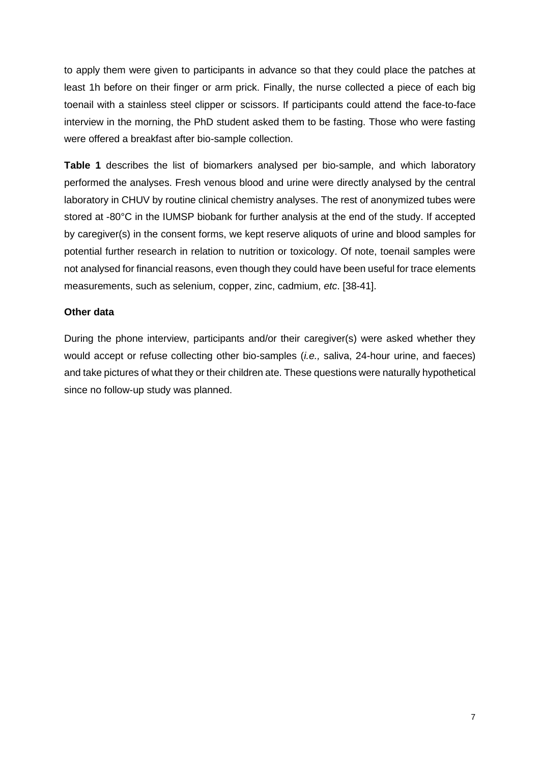to apply them were given to participants in advance so that they could place the patches at least 1h before on their finger or arm prick. Finally, the nurse collected a piece of each big toenail with a stainless steel clipper or scissors. If participants could attend the face-to-face interview in the morning, the PhD student asked them to be fasting. Those who were fasting were offered a breakfast after bio-sample collection.

**Table 1** describes the list of biomarkers analysed per bio-sample, and which laboratory performed the analyses. Fresh venous blood and urine were directly analysed by the central laboratory in CHUV by routine clinical chemistry analyses. The rest of anonymized tubes were stored at -80°C in the IUMSP biobank for further analysis at the end of the study. If accepted by caregiver(s) in the consent forms, we kept reserve aliquots of urine and blood samples for potential further research in relation to nutrition or toxicology. Of note, toenail samples were not analysed for financial reasons, even though they could have been useful for trace elements measurements, such as selenium, copper, zinc, cadmium, *etc*. [38-41].

**Other data**

During the phone interview, participants and/or their caregiver(s) were asked whether they would accept or refuse collecting other bio-samples (*i.e.,* saliva, 24-hour urine, and faeces) and take pictures of what they or their children ate. These questions were naturally hypothetical since no follow-up study was planned.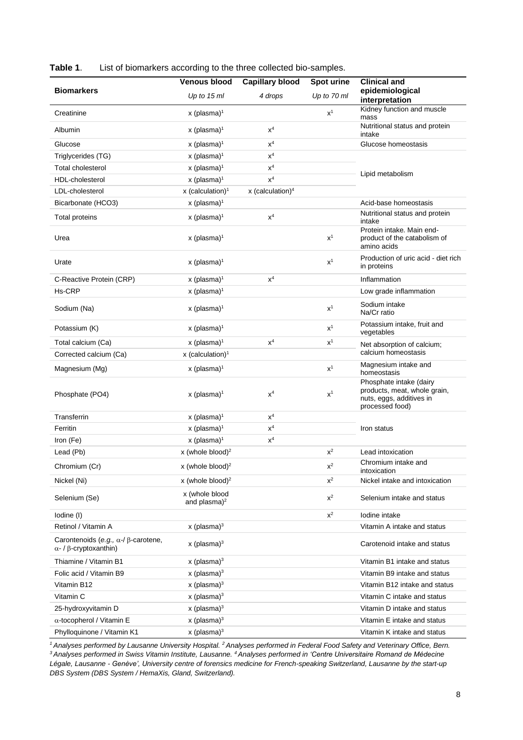**Table 1**. List of biomarkers according to the three collected bio-samples.

| Biomarkers | Venous blood | Capillary blood | Spot urine | Clinical and epidemiological interpretation |
|---|---|---|---|---|
| | *Up to 15 ml* | *4 drops* | *Up to 70 ml* | |
| Creatinine | x (plasma)[1] | | x[1] | Kidney function and muscle mass |
| Albumin | x (plasma)[1] | x[4] | | Nutritional status and protein intake |
| Glucose | x (plasma)[1] | x[4] | | Glucose homeostasis |
| Triglycerides (TG) | x (plasma)[1] | x[4] | | Lipid metabolism |
| Total cholesterol | x (plasma)[1] | x[4] | | |
| HDL-cholesterol | x (plasma)[1] | x[4] | | |
| LDL-cholesterol | x (calculation)[1] | x (calculation)[4] | | |
| Bicarbonate (HCO3) | x (plasma)[1] | | | Acid-base homeostasis |
| Total proteins | x (plasma)[1] | x[4] | | Nutritional status and protein intake |
| Urea | x (plasma)[1] | | x[1] | Protein intake. Main end-product of the catabolism of amino acids |
| Urate | x (plasma)[1] | | x[1] | Production of uric acid - diet rich in proteins |
| C-Reactive Protein (CRP) | x (plasma)[1] | x[4] | | Inflammation |
| Hs-CRP | x (plasma)[1] | | | Low grade inflammation |
| Sodium (Na) | x (plasma)[1] | | x[1] | Sodium intake<br>Na/Cr ratio |
| Potassium (K) | x (plasma)[1] | | x[1] | Potassium intake, fruit and vegetables |
| Total calcium (Ca) | x (plasma)[1] | x[4] | x[1] | Net absorption of calcium; calcium homeostasis |
| Corrected calcium (Ca) | x (calculation)[1] | | | |
| Magnesium (Mg) | x (plasma)[1] | | x[1] | Magnesium intake and homeostasis |
| Phosphate (PO4) | x (plasma)[1] | x[4] | x[1] | Phosphate intake (dairy products, meat, whole grain, nuts, eggs, additives in processed food) |
| Transferrin | x (plasma)[1] | x[4] | | Iron status |
| Ferritin | x (plasma)[1] | x[4] | | |
| Iron (Fe) | x (plasma)[1] | x[4] | | |
| Lead (Pb) | x (whole blood)[2] | | x[2] | Lead intoxication |
| Chromium (Cr) | x (whole blood)[2] | | x[2] | Chromium intake and intoxication |
| Nickel (Ni) | x (whole blood)[2] | | x[2] | Nickel intake and intoxication |
| Selenium (Se) | x (whole blood and plasma)[2] | | x[2] | Selenium intake and status |
| Iodine (I) | | | x[2] | Iodine intake |
| Retinol / Vitamin A | x (plasma)[3] | | | Vitamin A intake and status |
| Carontenoids (*e.g.,* α-/ β-carotene, α- / β-cryptoxanthin) | x (plasma)[3] | | | Carotenoid intake and status |
| Thiamine / Vitamin B1 | x (plasma)[3] | | | Vitamin B1 intake and status |
| Folic acid / Vitamin B9 | x (plasma)[3] | | | Vitamin B9 intake and status |
| Vitamin B12 | x (plasma)[3] | | | Vitamin B12 intake and status |
| Vitamin C | x (plasma)[3] | | | Vitamin C intake and status |
| 25-hydroxyvitamin D | x (plasma)[3] | | | Vitamin D intake and status |
| α-tocopherol / Vitamin E | x (plasma)[3] | | | Vitamin E intake and status |
| Phylloquinone / Vitamin K1 | x (plasma)[3] | | | Vitamin K intake and status |

*[1] Analyses performed by Lausanne University Hospital. [2] Analyses performed in Federal Food Safety and Veterinary Office, Bern. [3] Analyses performed in Swiss Vitamin Institute, Lausanne. [4] Analyses performed in 'Centre Universitaire Romand de Médecine Légale, Lausanne - Genève', University centre of forensics medicine for French-speaking Switzerland, Lausanne by the start-up DBS System (DBS System / HemaXis, Gland, Switzerland).*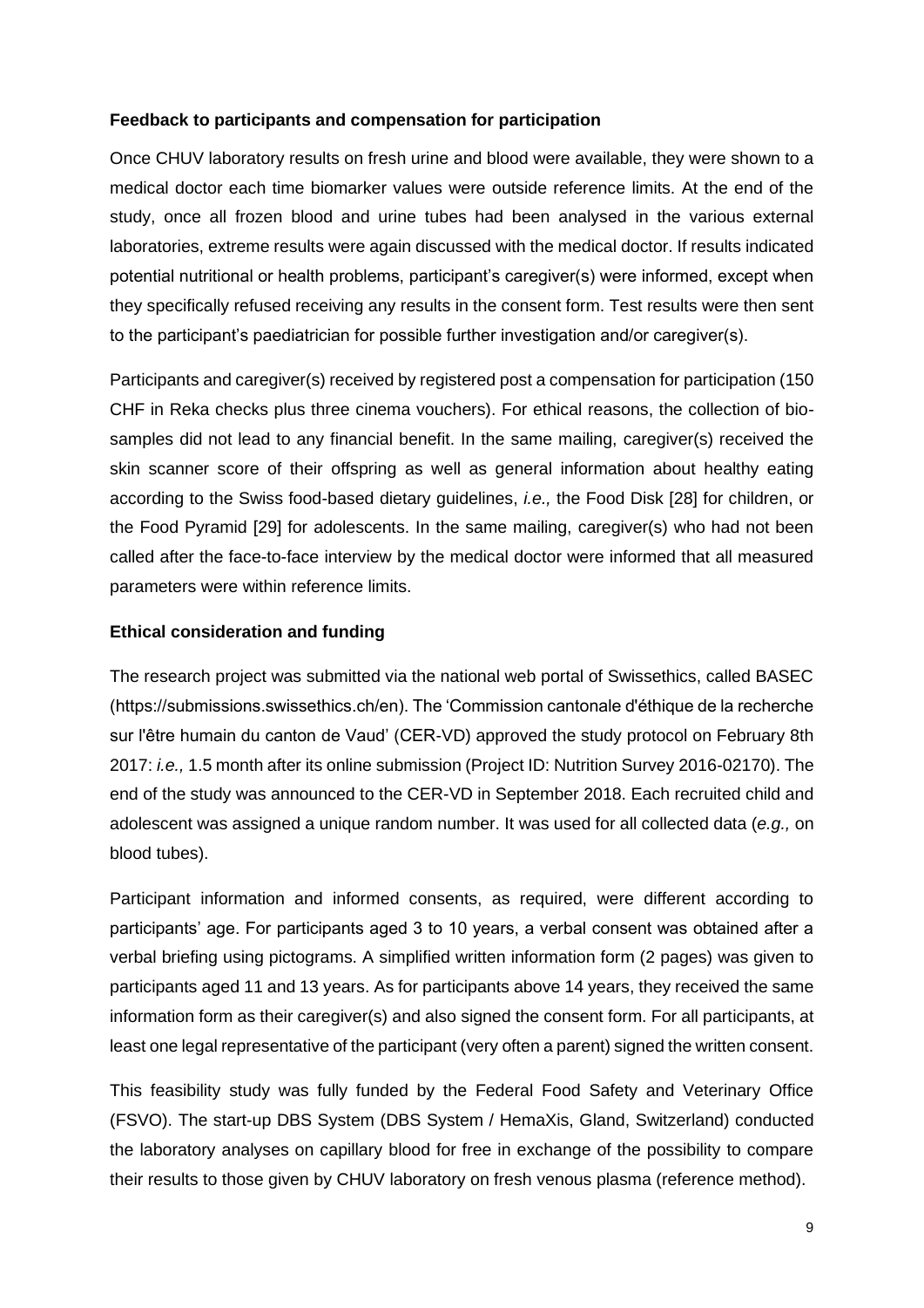**Feedback to participants and compensation for participation**

Once CHUV laboratory results on fresh urine and blood were available, they were shown to a medical doctor each time biomarker values were outside reference limits. At the end of the study, once all frozen blood and urine tubes had been analysed in the various external laboratories, extreme results were again discussed with the medical doctor. If results indicated potential nutritional or health problems, participant's caregiver(s) were informed, except when they specifically refused receiving any results in the consent form. Test results were then sent to the participant's paediatrician for possible further investigation and/or caregiver(s).

Participants and caregiver(s) received by registered post a compensation for participation (150 CHF in Reka checks plus three cinema vouchers). For ethical reasons, the collection of bio-samples did not lead to any financial benefit. In the same mailing, caregiver(s) received the skin scanner score of their offspring as well as general information about healthy eating according to the Swiss food-based dietary guidelines, *i.e.,* the Food Disk [28] for children, or the Food Pyramid [29] for adolescents. In the same mailing, caregiver(s) who had not been called after the face-to-face interview by the medical doctor were informed that all measured parameters were within reference limits.

**Ethical consideration and funding**

The research project was submitted via the national web portal of Swissethics, called BASEC (https://submissions.swissethics.ch/en). The 'Commission cantonale d'éthique de la recherche sur l'être humain du canton de Vaud' (CER-VD) approved the study protocol on February 8th 2017: *i.e.,* 1.5 month after its online submission (Project ID: Nutrition Survey 2016-02170). The end of the study was announced to the CER-VD in September 2018. Each recruited child and adolescent was assigned a unique random number. It was used for all collected data (*e.g.,* on blood tubes).

Participant information and informed consents, as required, were different according to participants' age. For participants aged 3 to 10 years, a verbal consent was obtained after a verbal briefing using pictograms. A simplified written information form (2 pages) was given to participants aged 11 and 13 years. As for participants above 14 years, they received the same information form as their caregiver(s) and also signed the consent form. For all participants, at least one legal representative of the participant (very often a parent) signed the written consent.

This feasibility study was fully funded by the Federal Food Safety and Veterinary Office (FSVO). The start-up DBS System (DBS System / HemaXis, Gland, Switzerland) conducted the laboratory analyses on capillary blood for free in exchange of the possibility to compare their results to those given by CHUV laboratory on fresh venous plasma (reference method).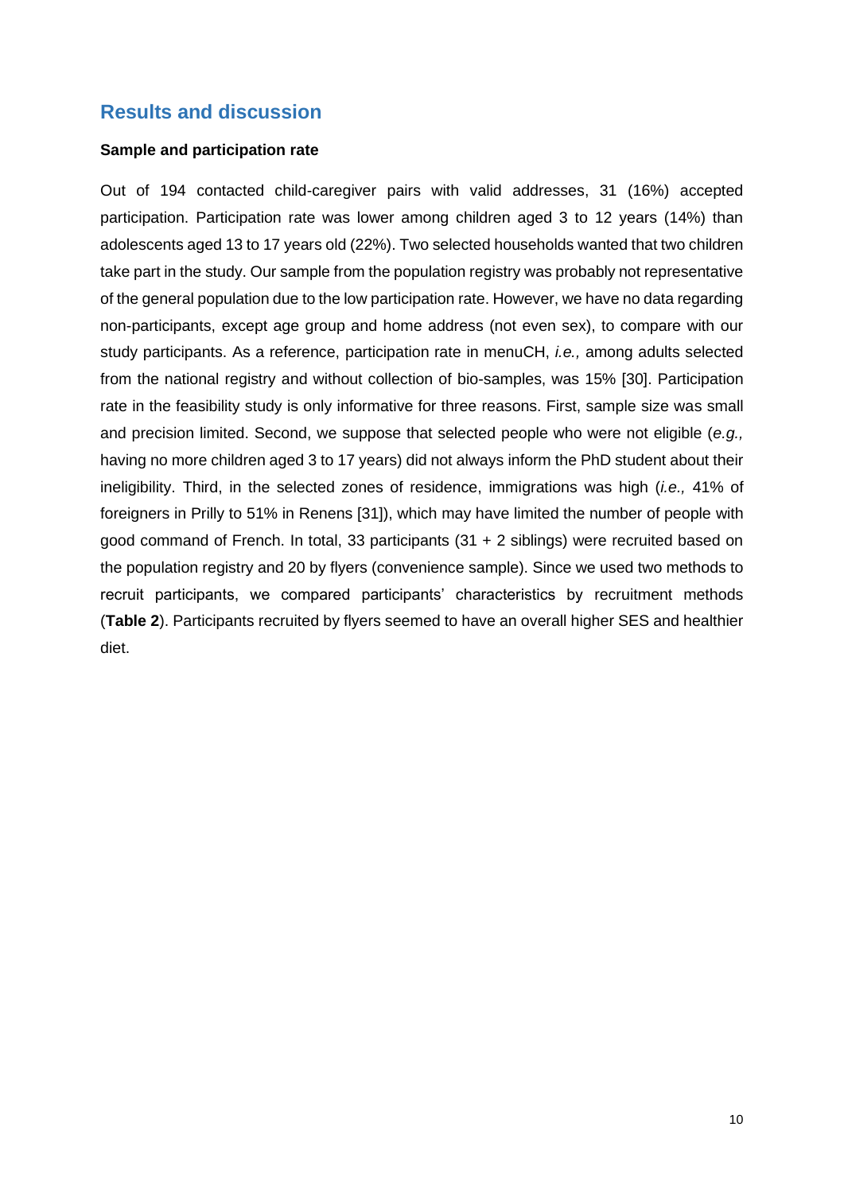## Results and discussion

### Sample and participation rate

Out of 194 contacted child-caregiver pairs with valid addresses, 31 (16%) accepted participation. Participation rate was lower among children aged 3 to 12 years (14%) than adolescents aged 13 to 17 years old (22%). Two selected households wanted that two children take part in the study. Our sample from the population registry was probably not representative of the general population due to the low participation rate. However, we have no data regarding non-participants, except age group and home address (not even sex), to compare with our study participants. As a reference, participation rate in menuCH, *i.e.,* among adults selected from the national registry and without collection of bio-samples, was 15% [30]. Participation rate in the feasibility study is only informative for three reasons. First, sample size was small and precision limited. Second, we suppose that selected people who were not eligible (*e.g.,* having no more children aged 3 to 17 years) did not always inform the PhD student about their ineligibility. Third, in the selected zones of residence, immigrations was high (*i.e.,* 41% of foreigners in Prilly to 51% in Renens [31]), which may have limited the number of people with good command of French. In total, 33 participants (31 + 2 siblings) were recruited based on the population registry and 20 by flyers (convenience sample). Since we used two methods to recruit participants, we compared participants' characteristics by recruitment methods (**Table 2**). Participants recruited by flyers seemed to have an overall higher SES and healthier diet.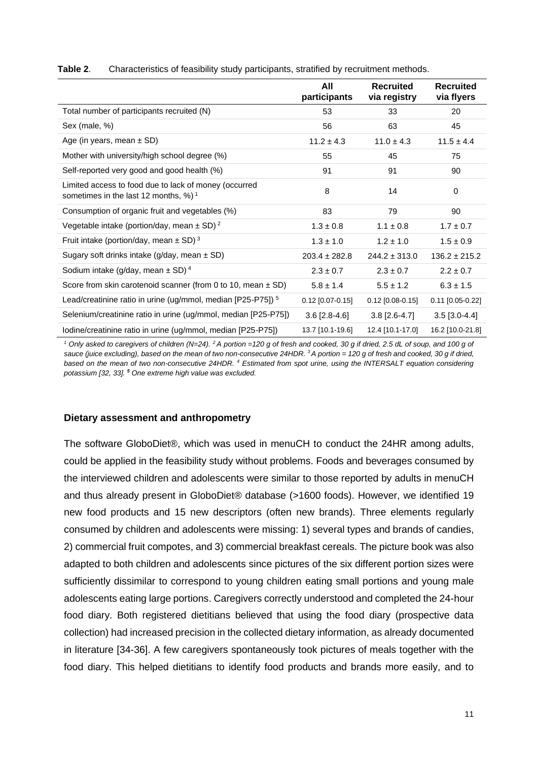**Table 2**. Characteristics of feasibility study participants, stratified by recruitment methods.

| | All participants | Recruited via registry | Recruited via flyers |
|---|---|---|---|
| Total number of participants recruited (N) | 53 | 33 | 20 |
| Sex (male, %) | 56 | 63 | 45 |
| Age (in years, mean ± SD) | 11.2 ± 4.3 | 11.0 ± 4.3 | 11.5 ± 4.4 |
| Mother with university/high school degree (%) | 55 | 45 | 75 |
| Self-reported very good and good health (%) | 91 | 91 | 90 |
| Limited access to food due to lack of money (occurred sometimes in the last 12 months, %) [1] | 8 | 14 | 0 |
| Consumption of organic fruit and vegetables (%) | 83 | 79 | 90 |
| Vegetable intake (portion/day, mean ± SD) [2] | 1.3 ± 0.8 | 1.1 ± 0.8 | 1.7 ± 0.7 |
| Fruit intake (portion/day, mean ± SD) [3] | 1.3 ± 1.0 | 1.2 ± 1.0 | 1.5 ± 0.9 |
| Sugary soft drinks intake (g/day, mean ± SD) | 203.4 ± 282.8 | 244.2 ± 313.0 | 136.2 ± 215.2 |
| Sodium intake (g/day, mean ± SD) [4] | 2.3 ± 0.7 | 2.3 ± 0.7 | 2.2 ± 0.7 |
| Score from skin carotenoid scanner (from 0 to 10, mean ± SD) | 5.8 ± 1.4 | 5.5 ± 1.2 | 6.3 ± 1.5 |
| Lead/creatinine ratio in urine (ug/mmol, median [P25-P75]) [5] | 0.12 [0.07-0.15] | 0.12 [0.08-0.15] | 0.11 [0.05-0.22] |
| Selenium/creatinine ratio in urine (ug/mmol, median [P25-P75]) | 3.6 [2.8-4.6] | 3.8 [2.6-4.7] | 3.5 [3.0-4.4] |
| Iodine/creatinine ratio in urine (ug/mmol, median [P25-P75]) | 13.7 [10.1-19.6] | 12.4 [10.1-17.0] | 16.2 [10.0-21.8] |

*[1] Only asked to caregivers of children (N=24). [2] A portion =120 g of fresh and cooked, 30 g if dried, 2.5 dL of soup, and 100 g of sauce (juice excluding), based on the mean of two non-consecutive 24HDR. [3] A portion = 120 g of fresh and cooked, 30 g if dried, based on the mean of two non-consecutive 24HDR. [4] Estimated from spot urine, using the INTERSALT equation considering potassium [32, 33]. [5] One extreme high value was excluded.*

**Dietary assessment and anthropometry**

The software GloboDiet®, which was used in menuCH to conduct the 24HR among adults, could be applied in the feasibility study without problems. Foods and beverages consumed by the interviewed children and adolescents were similar to those reported by adults in menuCH and thus already present in GloboDiet® database (>1600 foods). However, we identified 19 new food products and 15 new descriptors (often new brands). Three elements regularly consumed by children and adolescents were missing: 1) several types and brands of candies, 2) commercial fruit compotes, and 3) commercial breakfast cereals. The picture book was also adapted to both children and adolescents since pictures of the six different portion sizes were sufficiently dissimilar to correspond to young children eating small portions and young male adolescents eating large portions. Caregivers correctly understood and completed the 24-hour food diary. Both registered dietitians believed that using the food diary (prospective data collection) had increased precision in the collected dietary information, as already documented in literature [34-36]. A few caregivers spontaneously took pictures of meals together with the food diary. This helped dietitians to identify food products and brands more easily, and to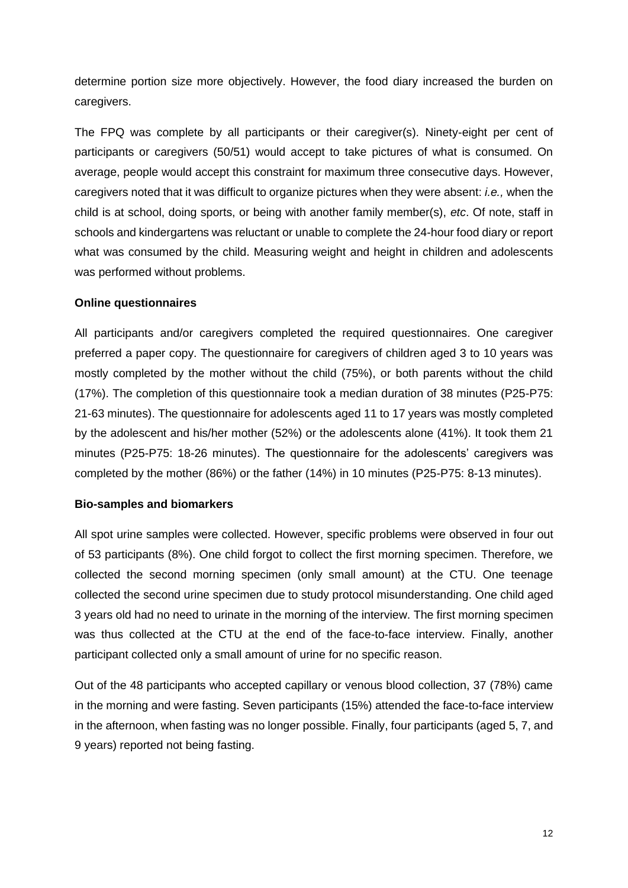determine portion size more objectively. However, the food diary increased the burden on caregivers.

The FPQ was complete by all participants or their caregiver(s). Ninety-eight per cent of participants or caregivers (50/51) would accept to take pictures of what is consumed. On average, people would accept this constraint for maximum three consecutive days. However, caregivers noted that it was difficult to organize pictures when they were absent: *i.e.,* when the child is at school, doing sports, or being with another family member(s), *etc*. Of note, staff in schools and kindergartens was reluctant or unable to complete the 24-hour food diary or report what was consumed by the child. Measuring weight and height in children and adolescents was performed without problems.

**Online questionnaires**

All participants and/or caregivers completed the required questionnaires. One caregiver preferred a paper copy. The questionnaire for caregivers of children aged 3 to 10 years was mostly completed by the mother without the child (75%), or both parents without the child (17%). The completion of this questionnaire took a median duration of 38 minutes (P25-P75: 21-63 minutes). The questionnaire for adolescents aged 11 to 17 years was mostly completed by the adolescent and his/her mother (52%) or the adolescents alone (41%). It took them 21 minutes (P25-P75: 18-26 minutes). The questionnaire for the adolescents' caregivers was completed by the mother (86%) or the father (14%) in 10 minutes (P25-P75: 8-13 minutes).

**Bio-samples and biomarkers**

All spot urine samples were collected. However, specific problems were observed in four out of 53 participants (8%). One child forgot to collect the first morning specimen. Therefore, we collected the second morning specimen (only small amount) at the CTU. One teenage collected the second urine specimen due to study protocol misunderstanding. One child aged 3 years old had no need to urinate in the morning of the interview. The first morning specimen was thus collected at the CTU at the end of the face-to-face interview. Finally, another participant collected only a small amount of urine for no specific reason.

Out of the 48 participants who accepted capillary or venous blood collection, 37 (78%) came in the morning and were fasting. Seven participants (15%) attended the face-to-face interview in the afternoon, when fasting was no longer possible. Finally, four participants (aged 5, 7, and 9 years) reported not being fasting.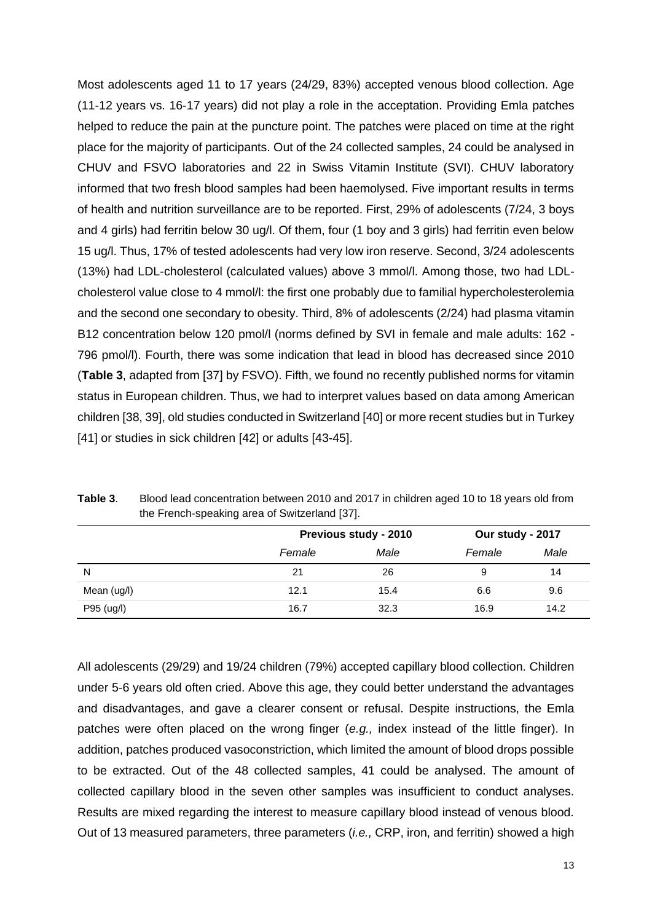Most adolescents aged 11 to 17 years (24/29, 83%) accepted venous blood collection. Age (11-12 years vs. 16-17 years) did not play a role in the acceptation. Providing Emla patches helped to reduce the pain at the puncture point. The patches were placed on time at the right place for the majority of participants. Out of the 24 collected samples, 24 could be analysed in CHUV and FSVO laboratories and 22 in Swiss Vitamin Institute (SVI). CHUV laboratory informed that two fresh blood samples had been haemolysed. Five important results in terms of health and nutrition surveillance are to be reported. First, 29% of adolescents (7/24, 3 boys and 4 girls) had ferritin below 30 ug/l. Of them, four (1 boy and 3 girls) had ferritin even below 15 ug/l. Thus, 17% of tested adolescents had very low iron reserve. Second, 3/24 adolescents (13%) had LDL-cholesterol (calculated values) above 3 mmol/l. Among those, two had LDL-cholesterol value close to 4 mmol/l: the first one probably due to familial hypercholesterolemia and the second one secondary to obesity. Third, 8% of adolescents (2/24) had plasma vitamin B12 concentration below 120 pmol/l (norms defined by SVI in female and male adults: 162 - 796 pmol/l). Fourth, there was some indication that lead in blood has decreased since 2010 (**Table 3**, adapted from [37] by FSVO). Fifth, we found no recently published norms for vitamin status in European children. Thus, we had to interpret values based on data among American children [38, 39], old studies conducted in Switzerland [40] or more recent studies but in Turkey [41] or studies in sick children [42] or adults [43-45].

**Table 3**. Blood lead concentration between 2010 and 2017 in children aged 10 to 18 years old from the French-speaking area of Switzerland [37].

| | Previous study - 2010 | | Our study - 2017 | |
|---|---|---|---|---|
| | *Female* | *Male* | *Female* | *Male* |
| N | 21 | 26 | 9 | 14 |
| Mean (ug/l) | 12.1 | 15.4 | 6.6 | 9.6 |
| P95 (ug/l) | 16.7 | 32.3 | 16.9 | 14.2 |

All adolescents (29/29) and 19/24 children (79%) accepted capillary blood collection. Children under 5-6 years old often cried. Above this age, they could better understand the advantages and disadvantages, and gave a clearer consent or refusal. Despite instructions, the Emla patches were often placed on the wrong finger (*e.g.,* index instead of the little finger). In addition, patches produced vasoconstriction, which limited the amount of blood drops possible to be extracted. Out of the 48 collected samples, 41 could be analysed. The amount of collected capillary blood in the seven other samples was insufficient to conduct analyses. Results are mixed regarding the interest to measure capillary blood instead of venous blood. Out of 13 measured parameters, three parameters (*i.e.,* CRP, iron, and ferritin) showed a high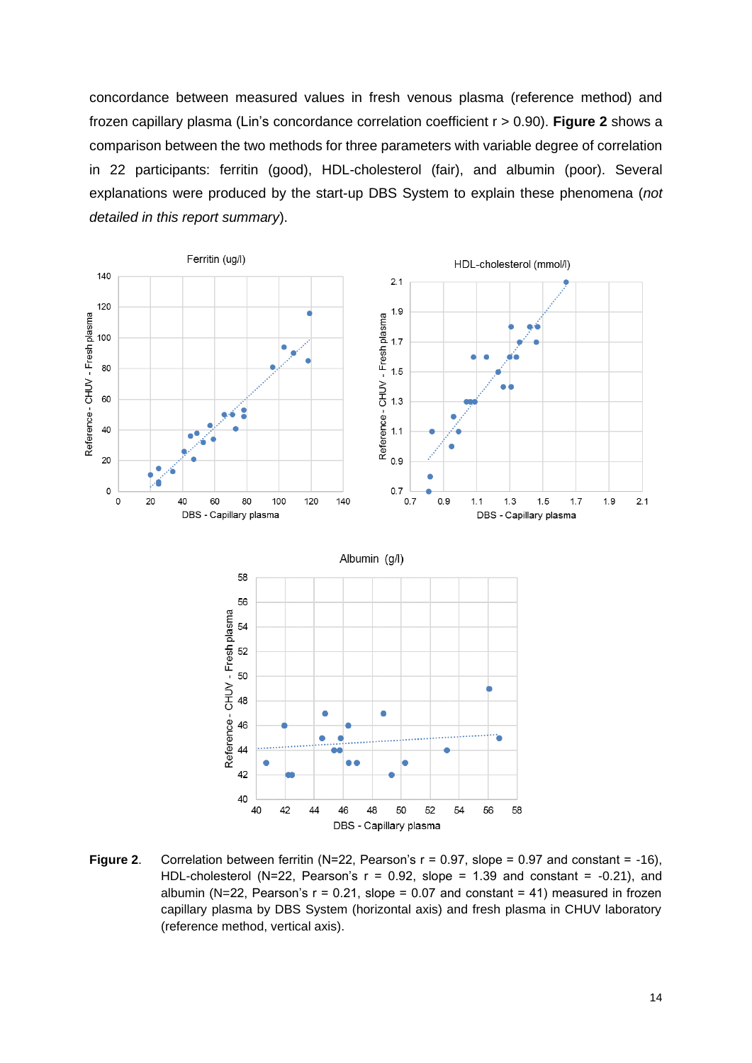concordance between measured values in fresh venous plasma (reference method) and frozen capillary plasma (Lin's concordance correlation coefficient r > 0.90). **Figure 2** shows a comparison between the two methods for three parameters with variable degree of correlation in 22 participants: ferritin (good), HDL-cholesterol (fair), and albumin (poor). Several explanations were produced by the start-up DBS System to explain these phenomena (*not detailed in this report summary*).

**Figure 2**. Correlation between ferritin (N=22, Pearson's r = 0.97, slope = 0.97 and constant = -16), HDL-cholesterol (N=22, Pearson's r = 0.92, slope = 1.39 and constant = -0.21), and albumin (N=22, Pearson's r = 0.21, slope = 0.07 and constant = 41) measured in frozen capillary plasma by DBS System (horizontal axis) and fresh plasma in CHUV laboratory (reference method, vertical axis).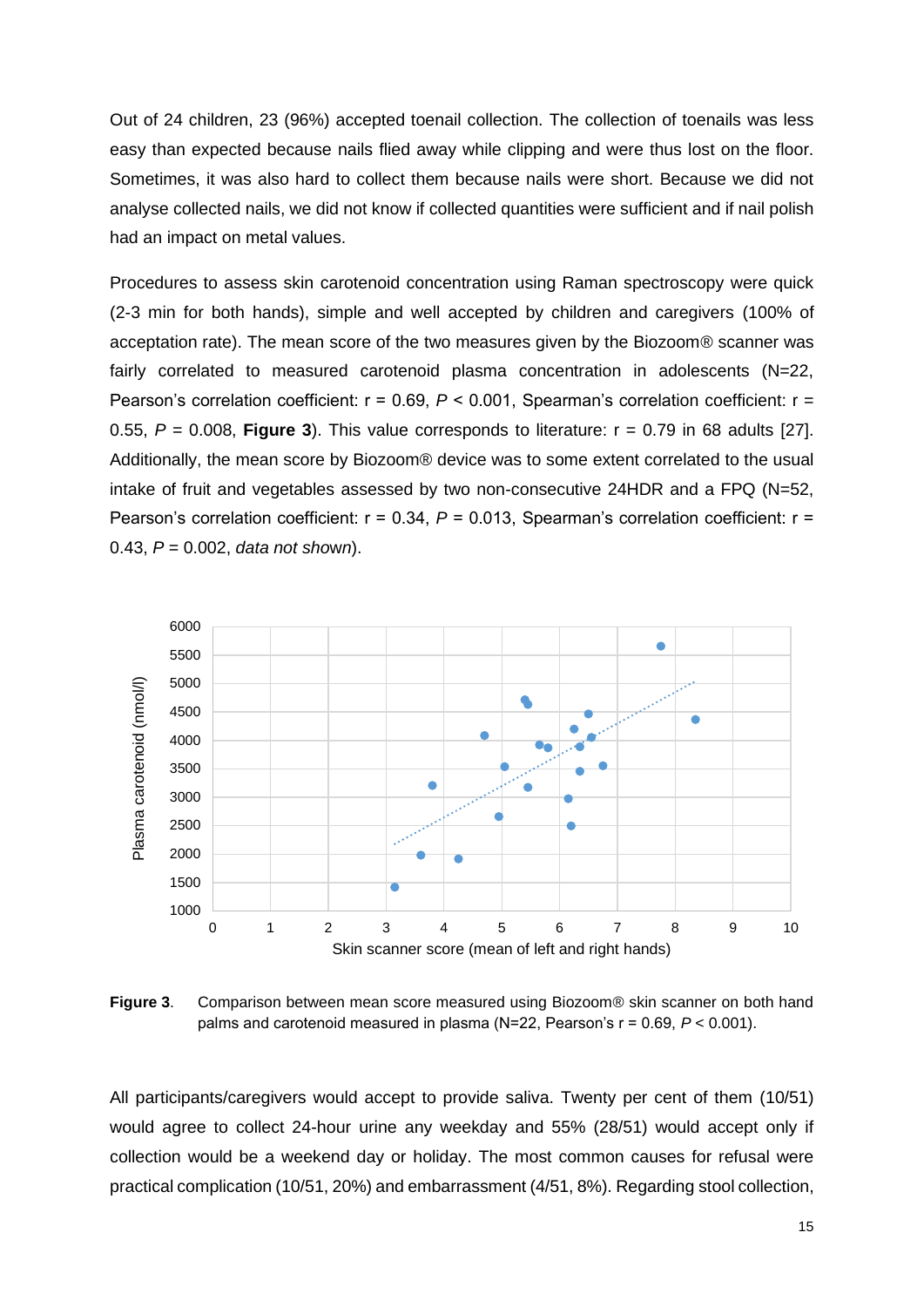Out of 24 children, 23 (96%) accepted toenail collection. The collection of toenails was less easy than expected because nails flied away while clipping and were thus lost on the floor. Sometimes, it was also hard to collect them because nails were short. Because we did not analyse collected nails, we did not know if collected quantities were sufficient and if nail polish had an impact on metal values.

Procedures to assess skin carotenoid concentration using Raman spectroscopy were quick (2-3 min for both hands), simple and well accepted by children and caregivers (100% of acceptation rate). The mean score of the two measures given by the Biozoom® scanner was fairly correlated to measured carotenoid plasma concentration in adolescents (N=22, Pearson's correlation coefficient: $r = 0.69$, $P < 0.001$, Spearman's correlation coefficient: $r = 0.55$, $P = 0.008$, **Figure 3**). This value corresponds to literature: $r = 0.79$ in 68 adults [27]. Additionally, the mean score by Biozoom® device was to some extent correlated to the usual intake of fruit and vegetables assessed by two non-consecutive 24HDR and a FPQ (N=52, Pearson's correlation coefficient: $r = 0.34$, $P = 0.013$, Spearman's correlation coefficient: $r = 0.43$, $P = 0.002$, *data not shown*).

**Figure 3**. Comparison between mean score measured using Biozoom® skin scanner on both hand palms and carotenoid measured in plasma (N=22, Pearson's $r = 0.69$, $P < 0.001$).

All participants/caregivers would accept to provide saliva. Twenty per cent of them (10/51) would agree to collect 24-hour urine any weekday and 55% (28/51) would accept only if collection would be a weekend day or holiday. The most common causes for refusal were practical complication (10/51, 20%) and embarrassment (4/51, 8%). Regarding stool collection,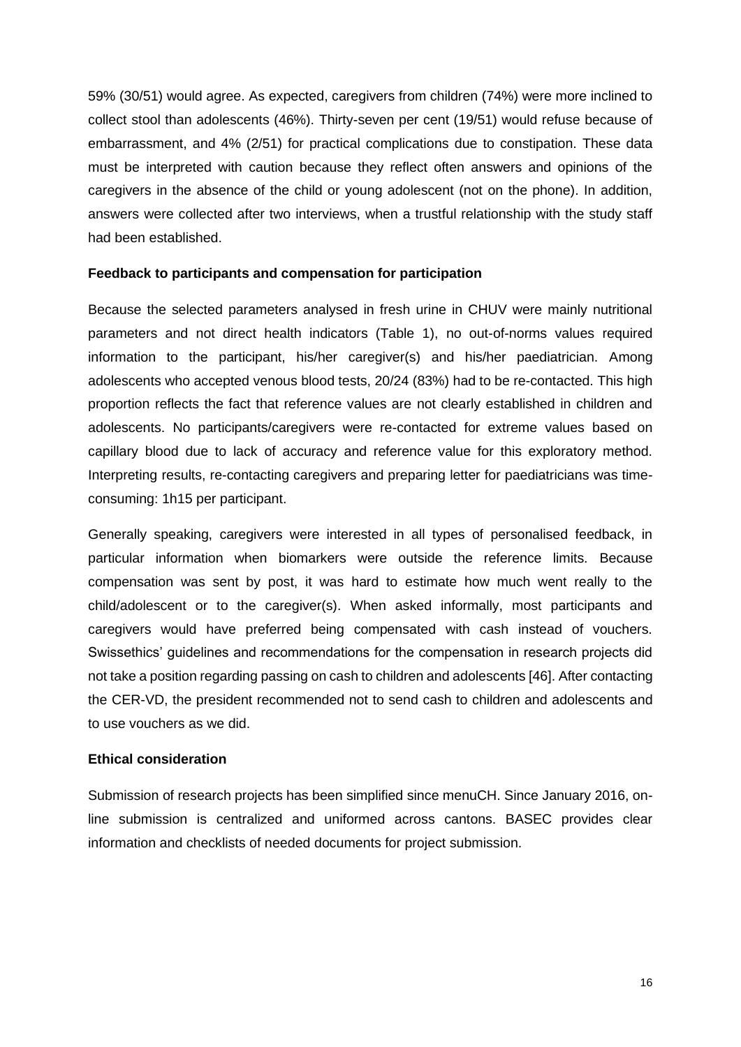59% (30/51) would agree. As expected, caregivers from children (74%) were more inclined to collect stool than adolescents (46%). Thirty-seven per cent (19/51) would refuse because of embarrassment, and 4% (2/51) for practical complications due to constipation. These data must be interpreted with caution because they reflect often answers and opinions of the caregivers in the absence of the child or young adolescent (not on the phone). In addition, answers were collected after two interviews, when a trustful relationship with the study staff had been established.

**Feedback to participants and compensation for participation**

Because the selected parameters analysed in fresh urine in CHUV were mainly nutritional parameters and not direct health indicators (Table 1), no out-of-norms values required information to the participant, his/her caregiver(s) and his/her paediatrician. Among adolescents who accepted venous blood tests, 20/24 (83%) had to be re-contacted. This high proportion reflects the fact that reference values are not clearly established in children and adolescents. No participants/caregivers were re-contacted for extreme values based on capillary blood due to lack of accuracy and reference value for this exploratory method. Interpreting results, re-contacting caregivers and preparing letter for paediatricians was time-consuming: 1h15 per participant.

Generally speaking, caregivers were interested in all types of personalised feedback, in particular information when biomarkers were outside the reference limits. Because compensation was sent by post, it was hard to estimate how much went really to the child/adolescent or to the caregiver(s). When asked informally, most participants and caregivers would have preferred being compensated with cash instead of vouchers. Swissethics' guidelines and recommendations for the compensation in research projects did not take a position regarding passing on cash to children and adolescents [46]. After contacting the CER-VD, the president recommended not to send cash to children and adolescents and to use vouchers as we did.

**Ethical consideration**

Submission of research projects has been simplified since menuCH. Since January 2016, on-line submission is centralized and uniformed across cantons. BASEC provides clear information and checklists of needed documents for project submission.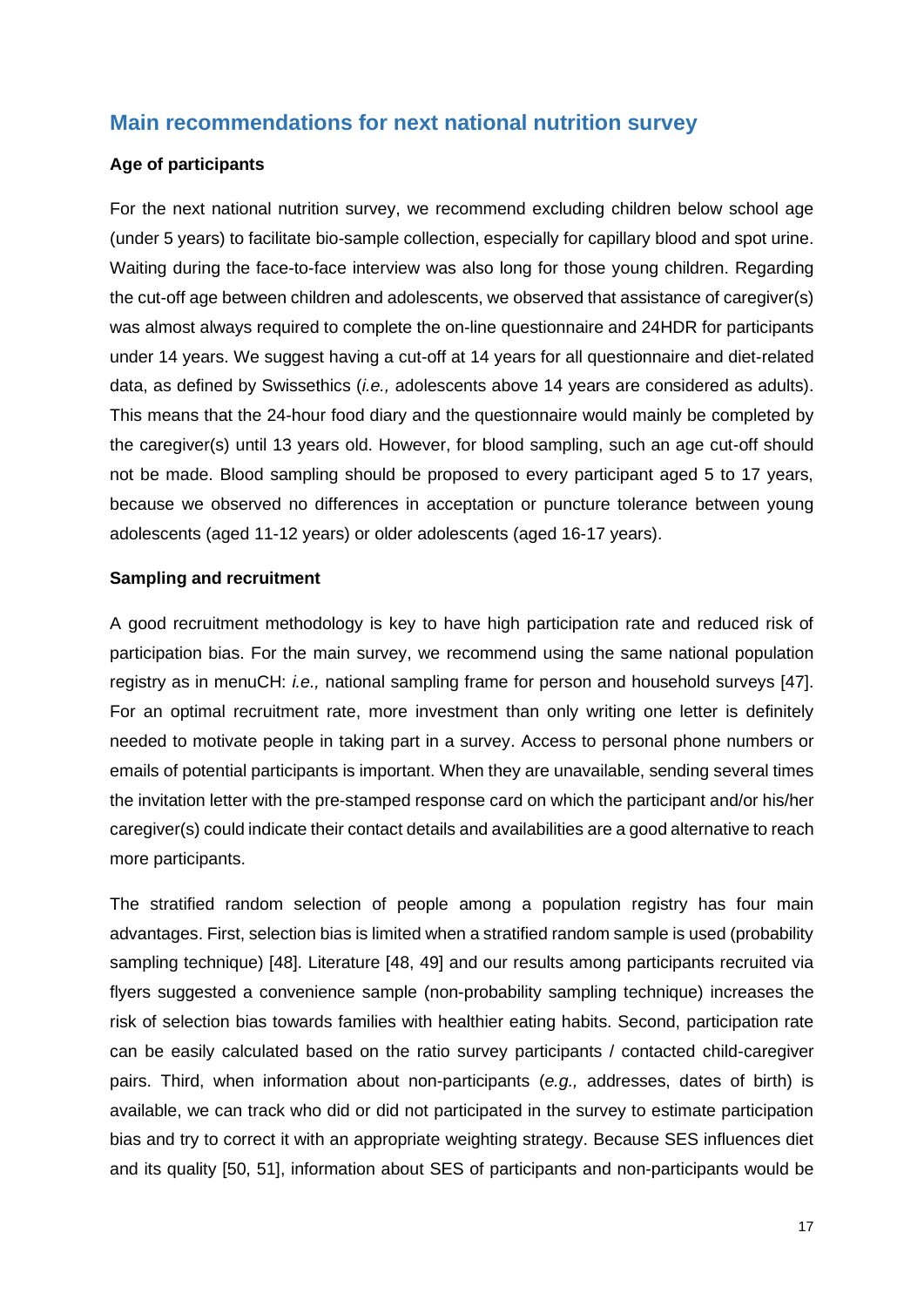## Main recommendations for next national nutrition survey

### Age of participants

For the next national nutrition survey, we recommend excluding children below school age (under 5 years) to facilitate bio-sample collection, especially for capillary blood and spot urine. Waiting during the face-to-face interview was also long for those young children. Regarding the cut-off age between children and adolescents, we observed that assistance of caregiver(s) was almost always required to complete the on-line questionnaire and 24HDR for participants under 14 years. We suggest having a cut-off at 14 years for all questionnaire and diet-related data, as defined by Swissethics (*i.e.,* adolescents above 14 years are considered as adults). This means that the 24-hour food diary and the questionnaire would mainly be completed by the caregiver(s) until 13 years old. However, for blood sampling, such an age cut-off should not be made. Blood sampling should be proposed to every participant aged 5 to 17 years, because we observed no differences in acceptation or puncture tolerance between young adolescents (aged 11-12 years) or older adolescents (aged 16-17 years).

### Sampling and recruitment

A good recruitment methodology is key to have high participation rate and reduced risk of participation bias. For the main survey, we recommend using the same national population registry as in menuCH: *i.e.,* national sampling frame for person and household surveys [47]. For an optimal recruitment rate, more investment than only writing one letter is definitely needed to motivate people in taking part in a survey. Access to personal phone numbers or emails of potential participants is important. When they are unavailable, sending several times the invitation letter with the pre-stamped response card on which the participant and/or his/her caregiver(s) could indicate their contact details and availabilities are a good alternative to reach more participants.

The stratified random selection of people among a population registry has four main advantages. First, selection bias is limited when a stratified random sample is used (probability sampling technique) [48]. Literature [48, 49] and our results among participants recruited via flyers suggested a convenience sample (non-probability sampling technique) increases the risk of selection bias towards families with healthier eating habits. Second, participation rate can be easily calculated based on the ratio survey participants / contacted child-caregiver pairs. Third, when information about non-participants (*e.g.,* addresses, dates of birth) is available, we can track who did or did not participated in the survey to estimate participation bias and try to correct it with an appropriate weighting strategy. Because SES influences diet and its quality [50, 51], information about SES of participants and non-participants would be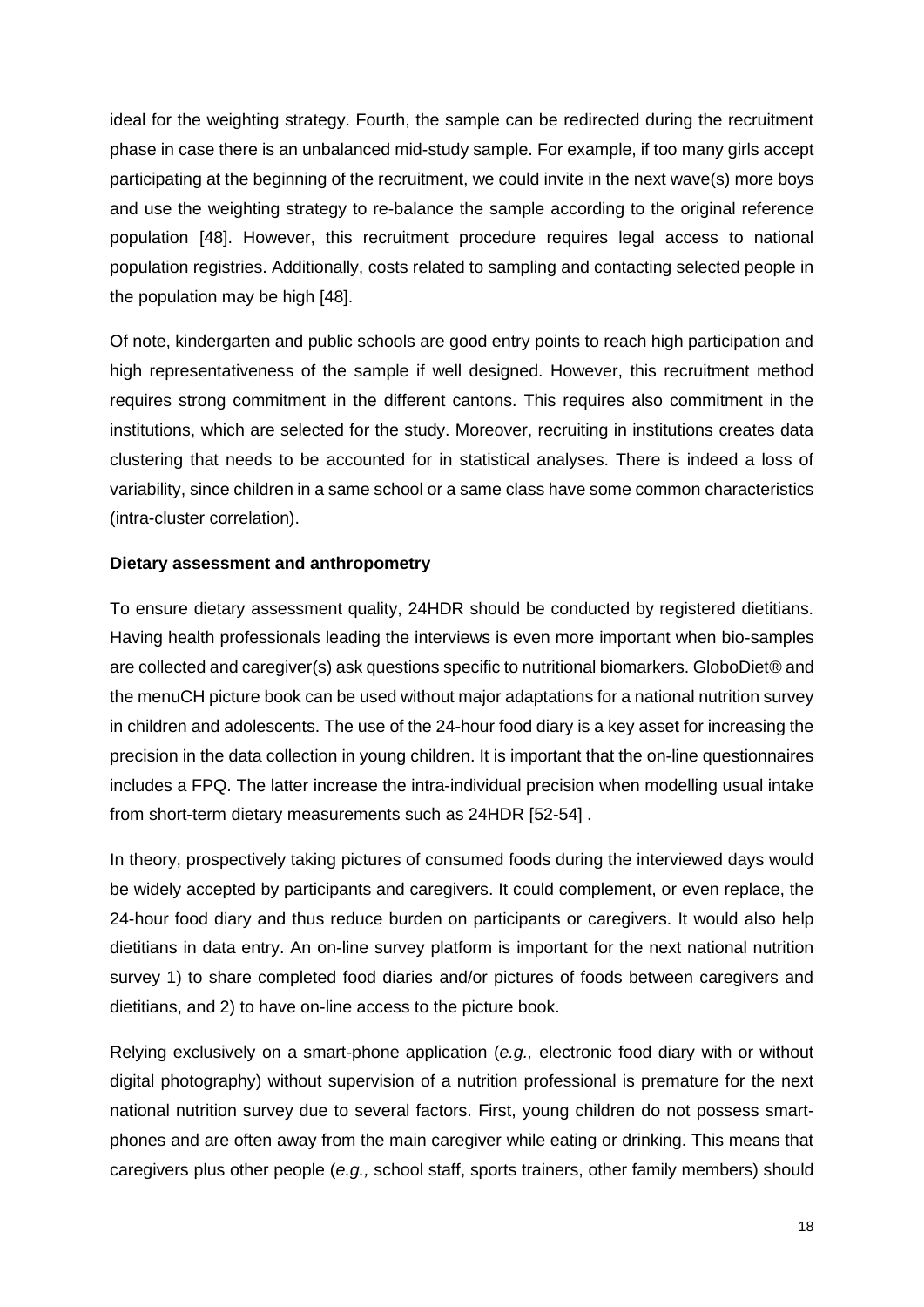ideal for the weighting strategy. Fourth, the sample can be redirected during the recruitment phase in case there is an unbalanced mid-study sample. For example, if too many girls accept participating at the beginning of the recruitment, we could invite in the next wave(s) more boys and use the weighting strategy to re-balance the sample according to the original reference population [48]. However, this recruitment procedure requires legal access to national population registries. Additionally, costs related to sampling and contacting selected people in the population may be high [48].

Of note, kindergarten and public schools are good entry points to reach high participation and high representativeness of the sample if well designed. However, this recruitment method requires strong commitment in the different cantons. This requires also commitment in the institutions, which are selected for the study. Moreover, recruiting in institutions creates data clustering that needs to be accounted for in statistical analyses. There is indeed a loss of variability, since children in a same school or a same class have some common characteristics (intra-cluster correlation).

**Dietary assessment and anthropometry**

To ensure dietary assessment quality, 24HDR should be conducted by registered dietitians. Having health professionals leading the interviews is even more important when bio-samples are collected and caregiver(s) ask questions specific to nutritional biomarkers. GloboDiet® and the menuCH picture book can be used without major adaptations for a national nutrition survey in children and adolescents. The use of the 24-hour food diary is a key asset for increasing the precision in the data collection in young children. It is important that the on-line questionnaires includes a FPQ. The latter increase the intra-individual precision when modelling usual intake from short-term dietary measurements such as 24HDR [52-54] .

In theory, prospectively taking pictures of consumed foods during the interviewed days would be widely accepted by participants and caregivers. It could complement, or even replace, the 24-hour food diary and thus reduce burden on participants or caregivers. It would also help dietitians in data entry. An on-line survey platform is important for the next national nutrition survey 1) to share completed food diaries and/or pictures of foods between caregivers and dietitians, and 2) to have on-line access to the picture book.

Relying exclusively on a smart-phone application (*e.g.,* electronic food diary with or without digital photography) without supervision of a nutrition professional is premature for the next national nutrition survey due to several factors. First, young children do not possess smart-phones and are often away from the main caregiver while eating or drinking. This means that caregivers plus other people (*e.g.,* school staff, sports trainers, other family members) should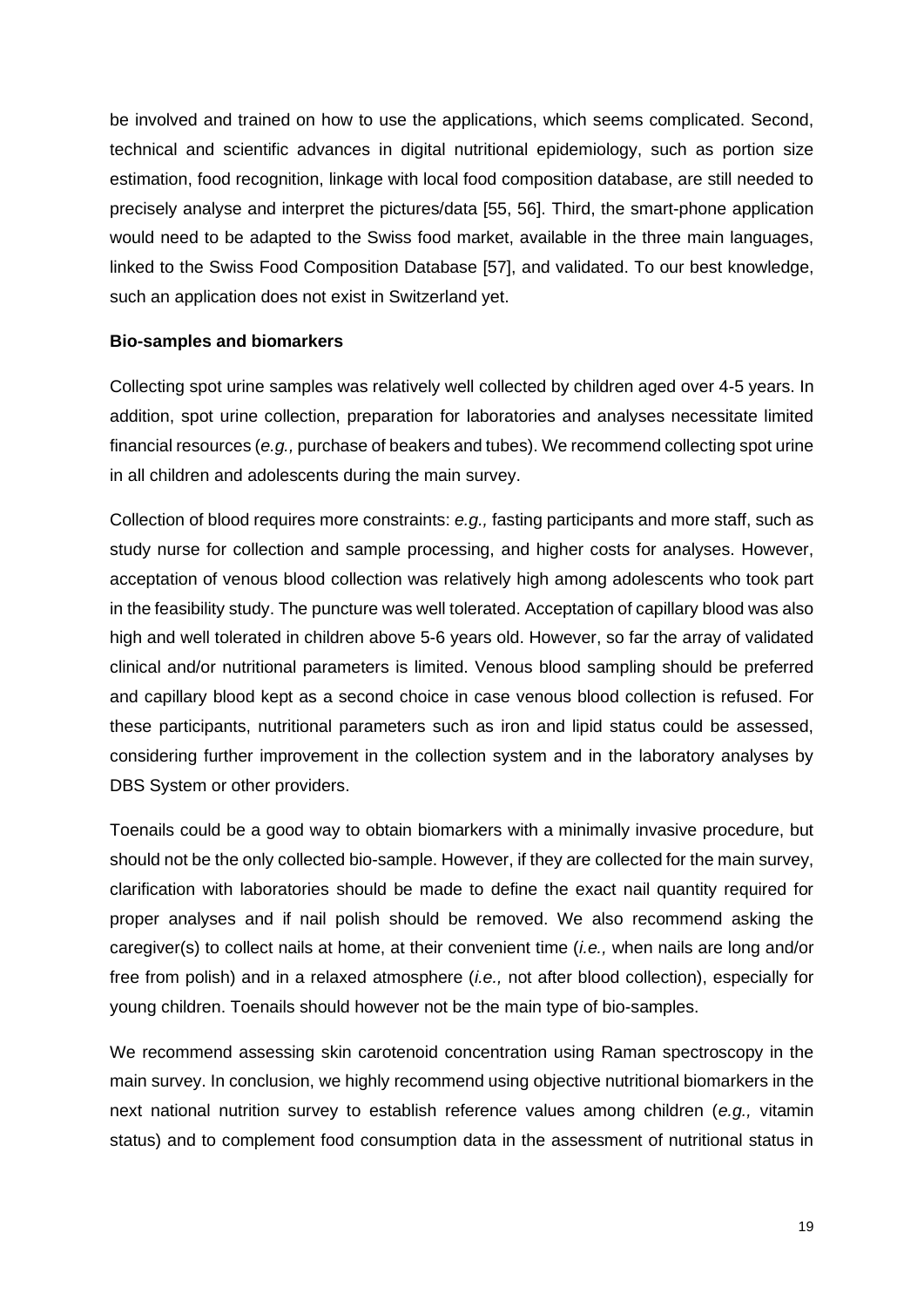be involved and trained on how to use the applications, which seems complicated. Second, technical and scientific advances in digital nutritional epidemiology, such as portion size estimation, food recognition, linkage with local food composition database, are still needed to precisely analyse and interpret the pictures/data [55, 56]. Third, the smart-phone application would need to be adapted to the Swiss food market, available in the three main languages, linked to the Swiss Food Composition Database [57], and validated. To our best knowledge, such an application does not exist in Switzerland yet.

**Bio-samples and biomarkers**

Collecting spot urine samples was relatively well collected by children aged over 4-5 years. In addition, spot urine collection, preparation for laboratories and analyses necessitate limited financial resources (*e.g.,* purchase of beakers and tubes). We recommend collecting spot urine in all children and adolescents during the main survey.

Collection of blood requires more constraints: *e.g.,* fasting participants and more staff, such as study nurse for collection and sample processing, and higher costs for analyses. However, acceptation of venous blood collection was relatively high among adolescents who took part in the feasibility study. The puncture was well tolerated. Acceptation of capillary blood was also high and well tolerated in children above 5-6 years old. However, so far the array of validated clinical and/or nutritional parameters is limited. Venous blood sampling should be preferred and capillary blood kept as a second choice in case venous blood collection is refused. For these participants, nutritional parameters such as iron and lipid status could be assessed, considering further improvement in the collection system and in the laboratory analyses by DBS System or other providers.

Toenails could be a good way to obtain biomarkers with a minimally invasive procedure, but should not be the only collected bio-sample. However, if they are collected for the main survey, clarification with laboratories should be made to define the exact nail quantity required for proper analyses and if nail polish should be removed. We also recommend asking the caregiver(s) to collect nails at home, at their convenient time (*i.e.,* when nails are long and/or free from polish) and in a relaxed atmosphere (*i.e.,* not after blood collection), especially for young children. Toenails should however not be the main type of bio-samples.

We recommend assessing skin carotenoid concentration using Raman spectroscopy in the main survey. In conclusion, we highly recommend using objective nutritional biomarkers in the next national nutrition survey to establish reference values among children (*e.g.,* vitamin status) and to complement food consumption data in the assessment of nutritional status in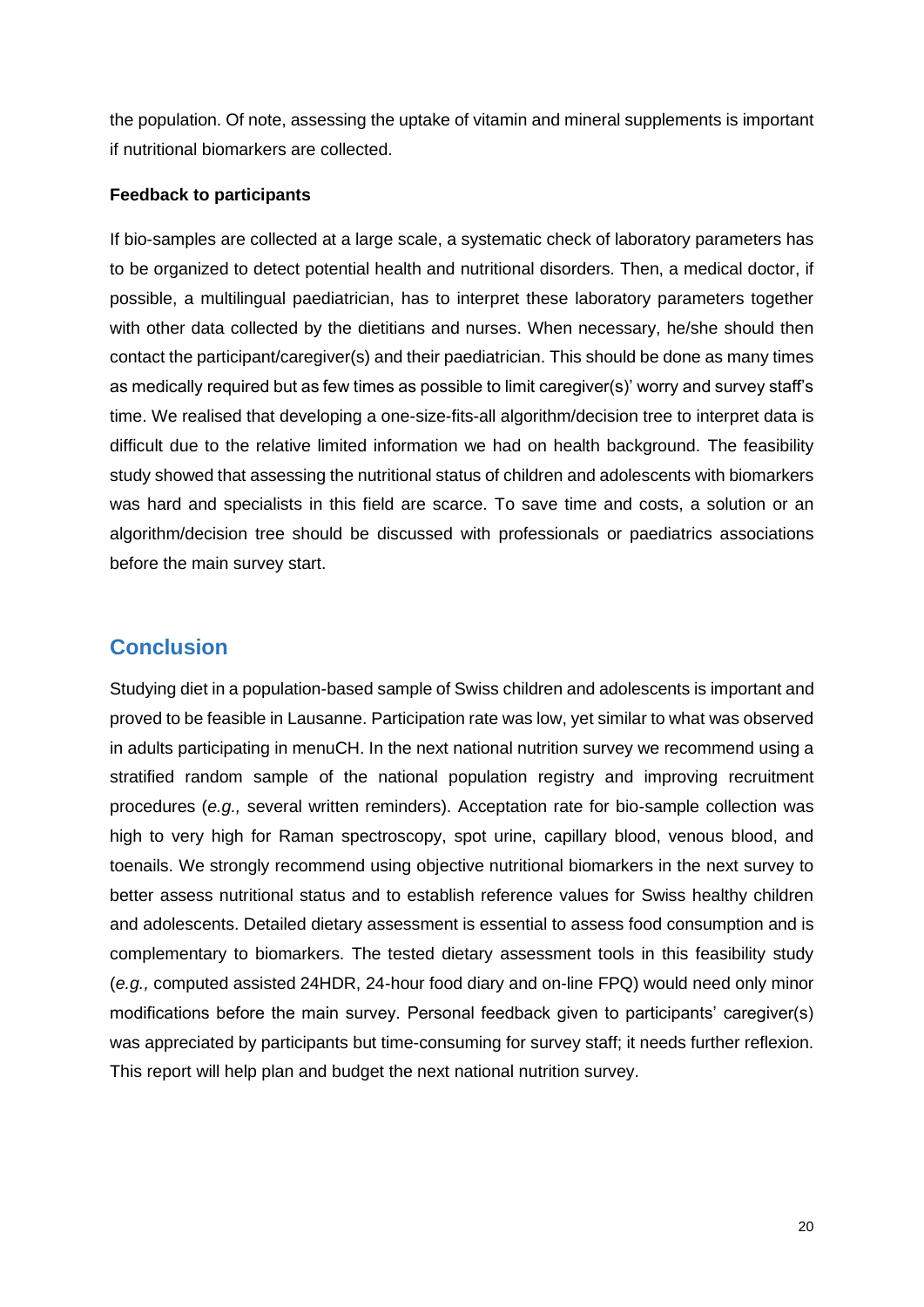the population. Of note, assessing the uptake of vitamin and mineral supplements is important if nutritional biomarkers are collected.

**Feedback to participants**

If bio-samples are collected at a large scale, a systematic check of laboratory parameters has to be organized to detect potential health and nutritional disorders. Then, a medical doctor, if possible, a multilingual paediatrician, has to interpret these laboratory parameters together with other data collected by the dietitians and nurses. When necessary, he/she should then contact the participant/caregiver(s) and their paediatrician. This should be done as many times as medically required but as few times as possible to limit caregiver(s)' worry and survey staff's time. We realised that developing a one-size-fits-all algorithm/decision tree to interpret data is difficult due to the relative limited information we had on health background. The feasibility study showed that assessing the nutritional status of children and adolescents with biomarkers was hard and specialists in this field are scarce. To save time and costs, a solution or an algorithm/decision tree should be discussed with professionals or paediatrics associations before the main survey start.

## Conclusion

Studying diet in a population-based sample of Swiss children and adolescents is important and proved to be feasible in Lausanne. Participation rate was low, yet similar to what was observed in adults participating in menuCH. In the next national nutrition survey we recommend using a stratified random sample of the national population registry and improving recruitment procedures (*e.g.,* several written reminders). Acceptation rate for bio-sample collection was high to very high for Raman spectroscopy, spot urine, capillary blood, venous blood, and toenails. We strongly recommend using objective nutritional biomarkers in the next survey to better assess nutritional status and to establish reference values for Swiss healthy children and adolescents. Detailed dietary assessment is essential to assess food consumption and is complementary to biomarkers. The tested dietary assessment tools in this feasibility study (*e.g.,* computed assisted 24HDR, 24-hour food diary and on-line FPQ) would need only minor modifications before the main survey. Personal feedback given to participants' caregiver(s) was appreciated by participants but time-consuming for survey staff; it needs further reflexion. This report will help plan and budget the next national nutrition survey.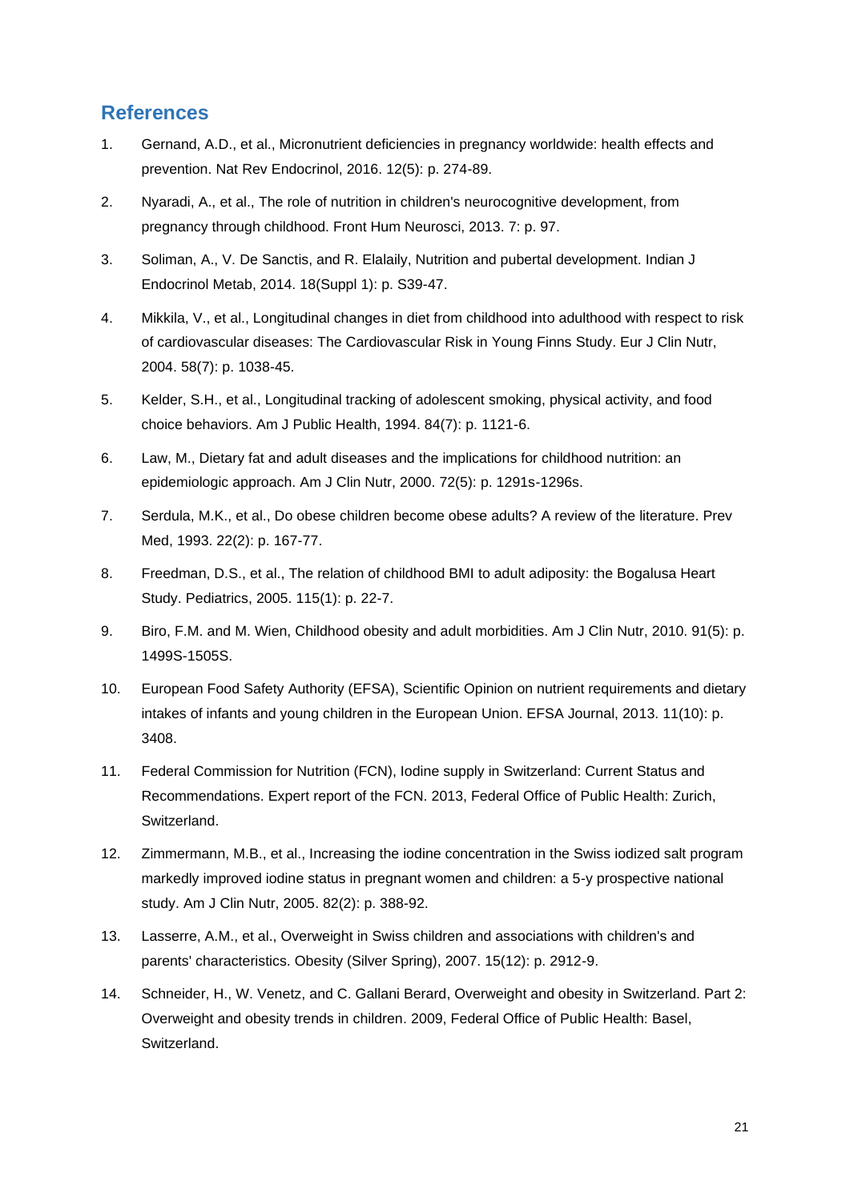## References

1. Gernand, A.D., et al., Micronutrient deficiencies in pregnancy worldwide: health effects and prevention. Nat Rev Endocrinol, 2016. 12(5): p. 274-89.
2. Nyaradi, A., et al., The role of nutrition in children's neurocognitive development, from pregnancy through childhood. Front Hum Neurosci, 2013. 7: p. 97.
3. Soliman, A., V. De Sanctis, and R. Elalaily, Nutrition and pubertal development. Indian J Endocrinol Metab, 2014. 18(Suppl 1): p. S39-47.
4. Mikkila, V., et al., Longitudinal changes in diet from childhood into adulthood with respect to risk of cardiovascular diseases: The Cardiovascular Risk in Young Finns Study. Eur J Clin Nutr, 2004. 58(7): p. 1038-45.
5. Kelder, S.H., et al., Longitudinal tracking of adolescent smoking, physical activity, and food choice behaviors. Am J Public Health, 1994. 84(7): p. 1121-6.
6. Law, M., Dietary fat and adult diseases and the implications for childhood nutrition: an epidemiologic approach. Am J Clin Nutr, 2000. 72(5): p. 1291s-1296s.
7. Serdula, M.K., et al., Do obese children become obese adults? A review of the literature. Prev Med, 1993. 22(2): p. 167-77.
8. Freedman, D.S., et al., The relation of childhood BMI to adult adiposity: the Bogalusa Heart Study. Pediatrics, 2005. 115(1): p. 22-7.
9. Biro, F.M. and M. Wien, Childhood obesity and adult morbidities. Am J Clin Nutr, 2010. 91(5): p. 1499S-1505S.
10. European Food Safety Authority (EFSA), Scientific Opinion on nutrient requirements and dietary intakes of infants and young children in the European Union. EFSA Journal, 2013. 11(10): p. 3408.
11. Federal Commission for Nutrition (FCN), Iodine supply in Switzerland: Current Status and Recommendations. Expert report of the FCN. 2013, Federal Office of Public Health: Zurich, Switzerland.
12. Zimmermann, M.B., et al., Increasing the iodine concentration in the Swiss iodized salt program markedly improved iodine status in pregnant women and children: a 5-y prospective national study. Am J Clin Nutr, 2005. 82(2): p. 388-92.
13. Lasserre, A.M., et al., Overweight in Swiss children and associations with children's and parents' characteristics. Obesity (Silver Spring), 2007. 15(12): p. 2912-9.
14. Schneider, H., W. Venetz, and C. Gallani Berard, Overweight and obesity in Switzerland. Part 2: Overweight and obesity trends in children. 2009, Federal Office of Public Health: Basel, Switzerland.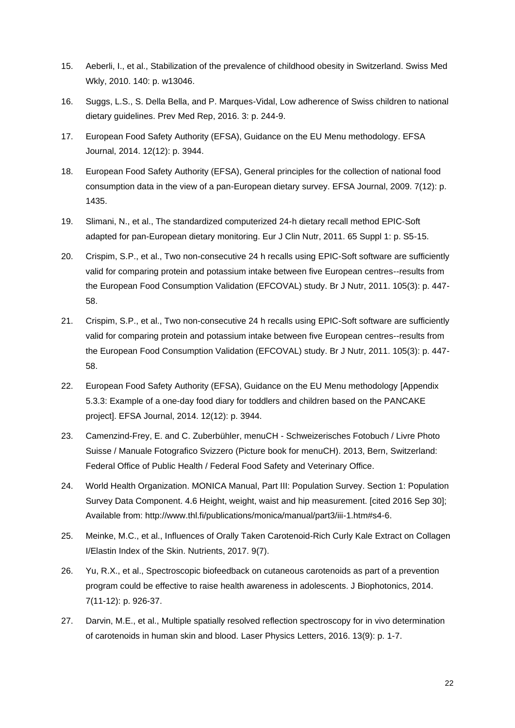15. Aeberli, I., et al., Stabilization of the prevalence of childhood obesity in Switzerland. Swiss Med Wkly, 2010. 140: p. w13046.
16. Suggs, L.S., S. Della Bella, and P. Marques-Vidal, Low adherence of Swiss children to national dietary guidelines. Prev Med Rep, 2016. 3: p. 244-9.
17. European Food Safety Authority (EFSA), Guidance on the EU Menu methodology. EFSA Journal, 2014. 12(12): p. 3944.
18. European Food Safety Authority (EFSA), General principles for the collection of national food consumption data in the view of a pan-European dietary survey. EFSA Journal, 2009. 7(12): p. 1435.
19. Slimani, N., et al., The standardized computerized 24-h dietary recall method EPIC-Soft adapted for pan-European dietary monitoring. Eur J Clin Nutr, 2011. 65 Suppl 1: p. S5-15.
20. Crispim, S.P., et al., Two non-consecutive 24 h recalls using EPIC-Soft software are sufficiently valid for comparing protein and potassium intake between five European centres--results from the European Food Consumption Validation (EFCOVAL) study. Br J Nutr, 2011. 105(3): p. 447-58.
21. Crispim, S.P., et al., Two non-consecutive 24 h recalls using EPIC-Soft software are sufficiently valid for comparing protein and potassium intake between five European centres--results from the European Food Consumption Validation (EFCOVAL) study. Br J Nutr, 2011. 105(3): p. 447-58.
22. European Food Safety Authority (EFSA), Guidance on the EU Menu methodology [Appendix 5.3.3: Example of a one-day food diary for toddlers and children based on the PANCAKE project]. EFSA Journal, 2014. 12(12): p. 3944.
23. Camenzind-Frey, E. and C. Zuberbühler, menuCH - Schweizerisches Fotobuch / Livre Photo Suisse / Manuale Fotografico Svizzero (Picture book for menuCH). 2013, Bern, Switzerland: Federal Office of Public Health / Federal Food Safety and Veterinary Office.
24. World Health Organization. MONICA Manual, Part III: Population Survey. Section 1: Population Survey Data Component. 4.6 Height, weight, waist and hip measurement. [cited 2016 Sep 30]; Available from: http://www.thl.fi/publications/monica/manual/part3/iii-1.htm#s4-6.
25. Meinke, M.C., et al., Influences of Orally Taken Carotenoid-Rich Curly Kale Extract on Collagen I/Elastin Index of the Skin. Nutrients, 2017. 9(7).
26. Yu, R.X., et al., Spectroscopic biofeedback on cutaneous carotenoids as part of a prevention program could be effective to raise health awareness in adolescents. J Biophotonics, 2014. 7(11-12): p. 926-37.
27. Darvin, M.E., et al., Multiple spatially resolved reflection spectroscopy for in vivo determination of carotenoids in human skin and blood. Laser Physics Letters, 2016. 13(9): p. 1-7.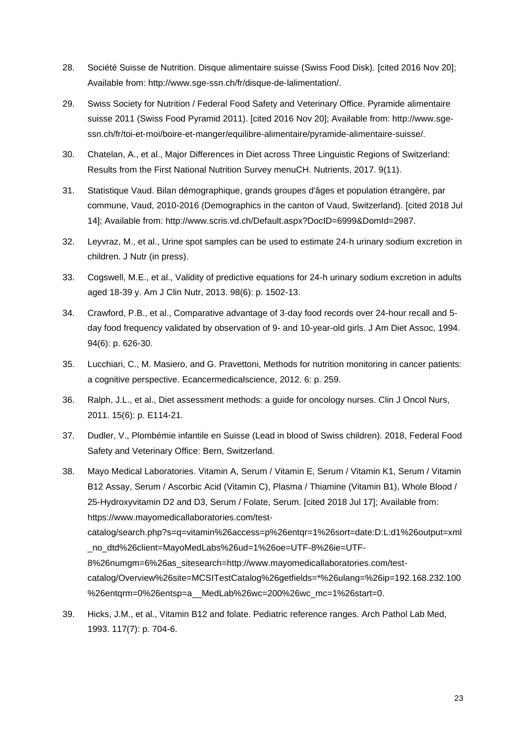28. Société Suisse de Nutrition. Disque alimentaire suisse (Swiss Food Disk). [cited 2016 Nov 20]; Available from: http://www.sge-ssn.ch/fr/disque-de-lalimentation/.

29. Swiss Society for Nutrition / Federal Food Safety and Veterinary Office. Pyramide alimentaire suisse 2011 (Swiss Food Pyramid 2011). [cited 2016 Nov 20]; Available from: http://www.sge-ssn.ch/fr/toi-et-moi/boire-et-manger/equilibre-alimentaire/pyramide-alimentaire-suisse/.

30. Chatelan, A., et al., Major Differences in Diet across Three Linguistic Regions of Switzerland: Results from the First National Nutrition Survey menuCH. Nutrients, 2017. 9(11).

31. Statistique Vaud. Bilan démographique, grands groupes d'âges et population étrangère, par commune, Vaud, 2010-2016 (Demographics in the canton of Vaud, Switzerland). [cited 2018 Jul 14]; Available from: http://www.scris.vd.ch/Default.aspx?DocID=6999&DomId=2987.

32. Leyvraz, M., et al., Urine spot samples can be used to estimate 24-h urinary sodium excretion in children. J Nutr (in press).

33. Cogswell, M.E., et al., Validity of predictive equations for 24-h urinary sodium excretion in adults aged 18-39 y. Am J Clin Nutr, 2013. 98(6): p. 1502-13.

34. Crawford, P.B., et al., Comparative advantage of 3-day food records over 24-hour recall and 5-day food frequency validated by observation of 9- and 10-year-old girls. J Am Diet Assoc, 1994. 94(6): p. 626-30.

35. Lucchiari, C., M. Masiero, and G. Pravettoni, Methods for nutrition monitoring in cancer patients: a cognitive perspective. Ecancermedicalscience, 2012. 6: p. 259.

36. Ralph, J.L., et al., Diet assessment methods: a guide for oncology nurses. Clin J Oncol Nurs, 2011. 15(6): p. E114-21.

37. Dudler, V., Plombémie infantile en Suisse (Lead in blood of Swiss children). 2018, Federal Food Safety and Veterinary Office: Bern, Switzerland.

38. Mayo Medical Laboratories. Vitamin A, Serum / Vitamin E, Serum / Vitamin K1, Serum / Vitamin B12 Assay, Serum / Ascorbic Acid (Vitamin C), Plasma / Thiamine (Vitamin B1), Whole Blood / 25-Hydroxyvitamin D2 and D3, Serum / Folate, Serum. [cited 2018 Jul 17]; Available from: https://www.mayomedicallaboratories.com/test-catalog/search.php?s=q=vitamin%26access=p%26entqr=1%26sort=date:D:L:d1%26output=xml_no_dtd%26client=MayoMedLabs%26ud=1%26oe=UTF-8%26ie=UTF-8%26numgm=6%26as_sitesearch=http://www.mayomedicallaboratories.com/test-catalog/Overview%26site=MCSITestCatalog%26getfields=*%26ulang=%26ip=192.168.232.100%26entqrm=0%26entsp=a__MedLab%26wc=200%26wc_mc=1%26start=0.

39. Hicks, J.M., et al., Vitamin B12 and folate. Pediatric reference ranges. Arch Pathol Lab Med, 1993. 117(7): p. 704-6.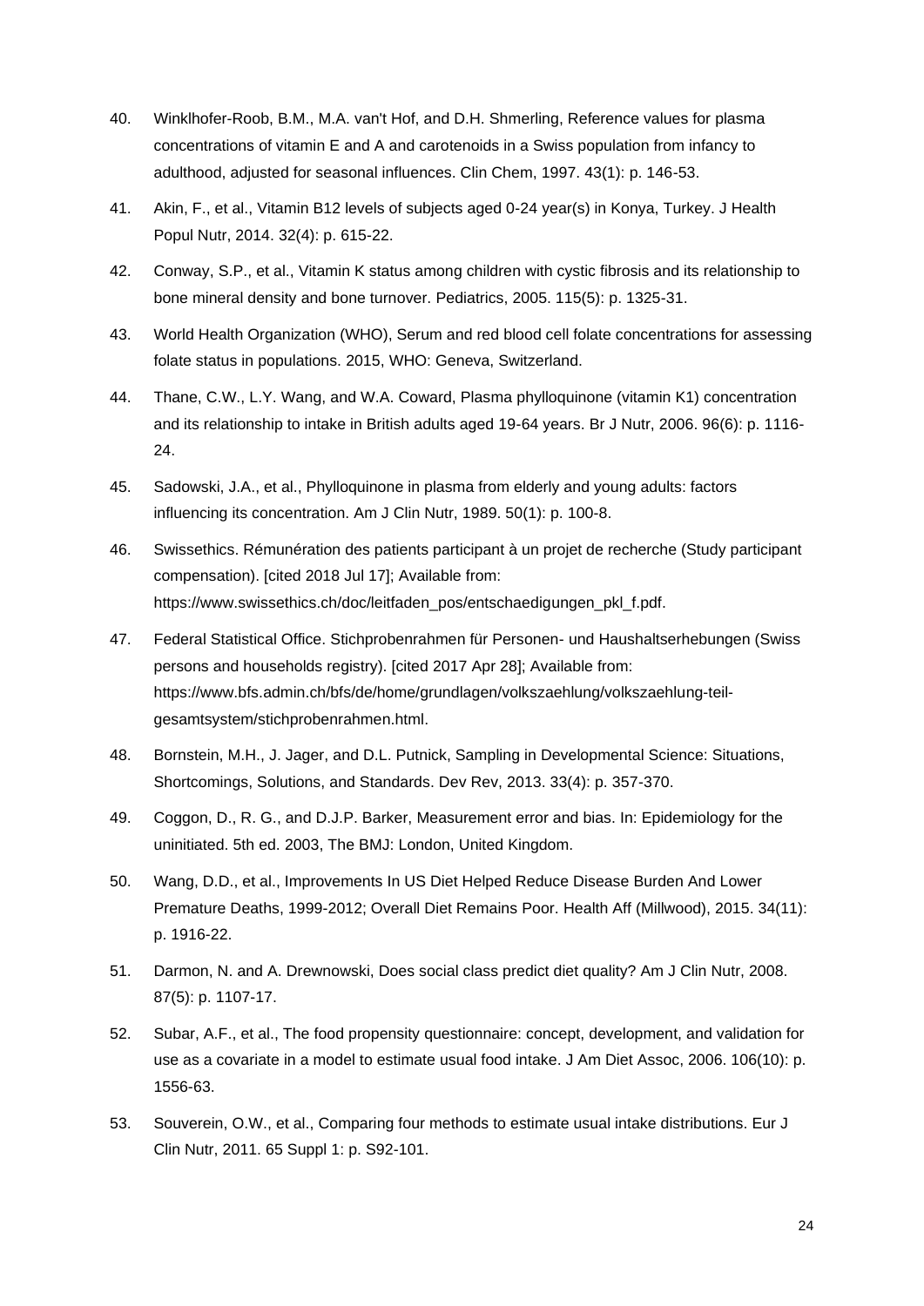40. Winklhofer-Roob, B.M., M.A. van't Hof, and D.H. Shmerling, Reference values for plasma concentrations of vitamin E and A and carotenoids in a Swiss population from infancy to adulthood, adjusted for seasonal influences. Clin Chem, 1997. 43(1): p. 146-53.

41. Akin, F., et al., Vitamin B12 levels of subjects aged 0-24 year(s) in Konya, Turkey. J Health Popul Nutr, 2014. 32(4): p. 615-22.

42. Conway, S.P., et al., Vitamin K status among children with cystic fibrosis and its relationship to bone mineral density and bone turnover. Pediatrics, 2005. 115(5): p. 1325-31.

43. World Health Organization (WHO), Serum and red blood cell folate concentrations for assessing folate status in populations. 2015, WHO: Geneva, Switzerland.

44. Thane, C.W., L.Y. Wang, and W.A. Coward, Plasma phylloquinone (vitamin K1) concentration and its relationship to intake in British adults aged 19-64 years. Br J Nutr, 2006. 96(6): p. 1116-24.

45. Sadowski, J.A., et al., Phylloquinone in plasma from elderly and young adults: factors influencing its concentration. Am J Clin Nutr, 1989. 50(1): p. 100-8.

46. Swissethics. Rémunération des patients participant à un projet de recherche (Study participant compensation). [cited 2018 Jul 17]; Available from: https://www.swissethics.ch/doc/leitfaden_pos/entschaedigungen_pkl_f.pdf.

47. Federal Statistical Office. Stichprobenrahmen für Personen- und Haushaltserhebungen (Swiss persons and households registry). [cited 2017 Apr 28]; Available from: https://www.bfs.admin.ch/bfs/de/home/grundlagen/volkszaehlung/volkszaehlung-teil-gesamtsystem/stichprobenrahmen.html.

48. Bornstein, M.H., J. Jager, and D.L. Putnick, Sampling in Developmental Science: Situations, Shortcomings, Solutions, and Standards. Dev Rev, 2013. 33(4): p. 357-370.

49. Coggon, D., R. G., and D.J.P. Barker, Measurement error and bias. In: Epidemiology for the uninitiated. 5th ed. 2003, The BMJ: London, United Kingdom.

50. Wang, D.D., et al., Improvements In US Diet Helped Reduce Disease Burden And Lower Premature Deaths, 1999-2012; Overall Diet Remains Poor. Health Aff (Millwood), 2015. 34(11): p. 1916-22.

51. Darmon, N. and A. Drewnowski, Does social class predict diet quality? Am J Clin Nutr, 2008. 87(5): p. 1107-17.

52. Subar, A.F., et al., The food propensity questionnaire: concept, development, and validation for use as a covariate in a model to estimate usual food intake. J Am Diet Assoc, 2006. 106(10): p. 1556-63.

53. Souverein, O.W., et al., Comparing four methods to estimate usual intake distributions. Eur J Clin Nutr, 2011. 65 Suppl 1: p. S92-101.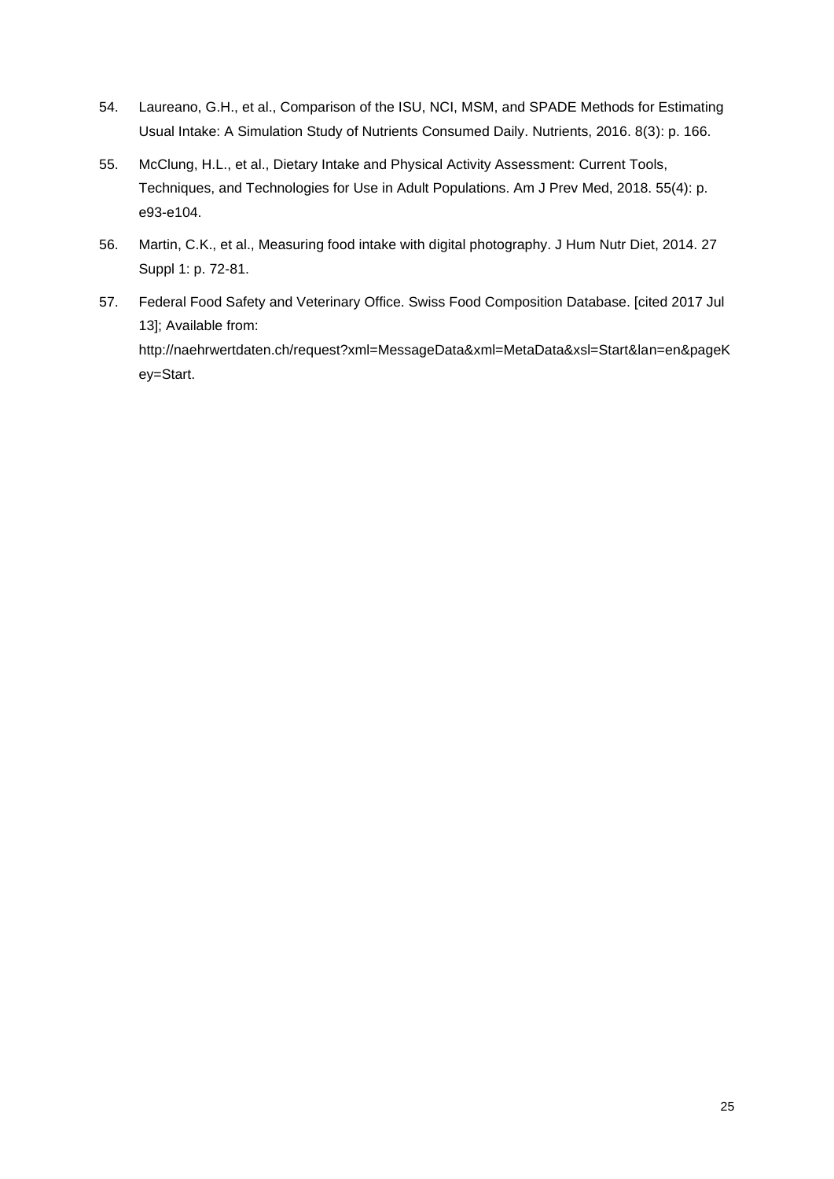54. Laureano, G.H., et al., Comparison of the ISU, NCI, MSM, and SPADE Methods for Estimating Usual Intake: A Simulation Study of Nutrients Consumed Daily. Nutrients, 2016. 8(3): p. 166.

55. McClung, H.L., et al., Dietary Intake and Physical Activity Assessment: Current Tools, Techniques, and Technologies for Use in Adult Populations. Am J Prev Med, 2018. 55(4): p. e93-e104.

56. Martin, C.K., et al., Measuring food intake with digital photography. J Hum Nutr Diet, 2014. 27 Suppl 1: p. 72-81.

57. Federal Food Safety and Veterinary Office. Swiss Food Composition Database. [cited 2017 Jul 13]; Available from: http://naehrwertdaten.ch/request?xml=MessageData&xml=MetaData&xsl=Start&lan=en&pageKey=Start.